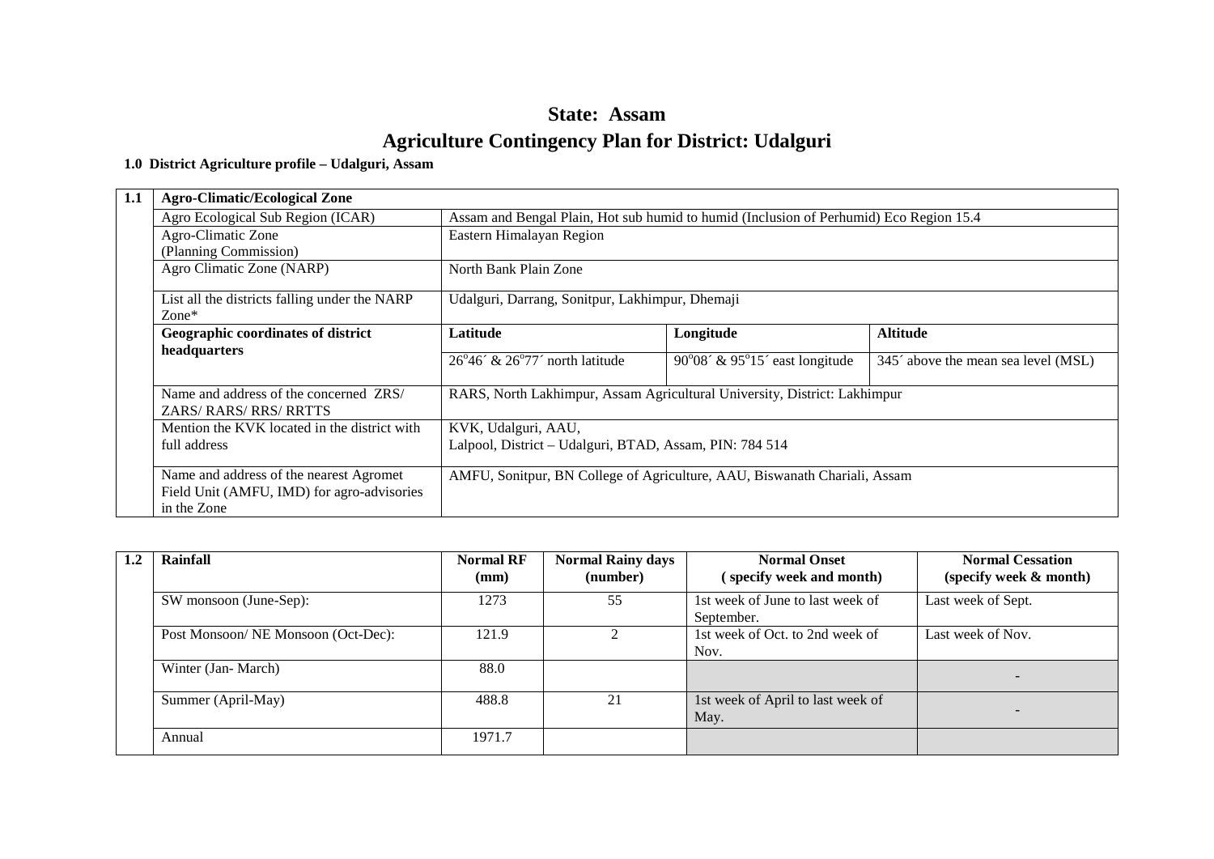# State: Assam

# Agriculture Contingency Plan for District: Udalguri

### 1.0 District Agriculture profile – Udalguri, Assam

| 1.1 | **Agro-Climatic/Ecological Zone** | | | |
|---|---|---|---|---|
| | Agro Ecological Sub Region (ICAR) | Assam and Bengal Plain, Hot sub humid to humid (Inclusion of Perhumid) Eco Region 15.4 | | |
| | Agro-Climatic Zone (Planning Commission) | Eastern Himalayan Region | | |
| | Agro Climatic Zone (NARP) | North Bank Plain Zone | | |
| | List all the districts falling under the NARP Zone* | Udalguri, Darrang, Sonitpur, Lakhimpur, Dhemaji | | |
| | **Geographic coordinates of district headquarters** | **Latitude** | **Longitude** | **Altitude** |
| | | $26^o46'$ & $26^o77'$ north latitude | $90^o08'$ & $95^o15'$ east longitude | 345´ above the mean sea level (MSL) |
| | Name and address of the concerned ZRS/ ZARS/ RARS/ RRS/ RRTTS | RARS, North Lakhimpur, Assam Agricultural University, District: Lakhimpur | | |
| | Mention the KVK located in the district with full address | KVK, Udalguri, AAU,<br>Lalpool, District – Udalguri, BTAD, Assam, PIN: 784 514 | | |
| | Name and address of the nearest Agromet Field Unit (AMFU, IMD) for agro-advisories in the Zone | AMFU, Sonitpur, BN College of Agriculture, AAU, Biswanath Chariali, Assam | | |

| 1.2 | **Rainfall** | **Normal RF (mm)** | **Normal Rainy days (number)** | **Normal Onset ( specify week and month)** | **Normal Cessation (specify week & month)** |
|---|---|---|---|---|---|
| | SW monsoon (June-Sep): | 1273 | 55 | 1st week of June to last week of September. | Last week of Sept. |
| | Post Monsoon/ NE Monsoon (Oct-Dec): | 121.9 | 2 | 1st week of Oct. to 2nd week of Nov. | Last week of Nov. |
| | Winter (Jan- March) | 88.0 | | | - |
| | Summer (April-May) | 488.8 | 21 | 1st week of April to last week of May. | - |
| | Annual | 1971.7 | | | |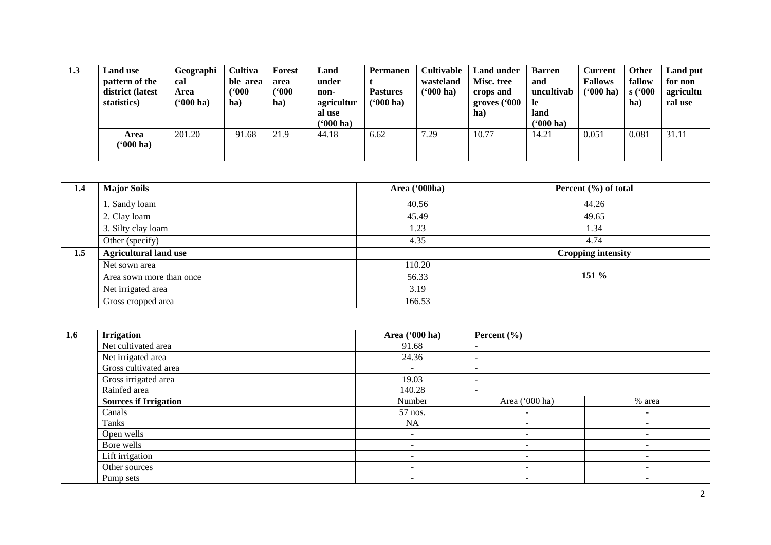| 1.3 | Land use pattern of the district (latest statistics) | Geographical Area ('000 ha) | Cultivable area ('000 ha) | Forest area ('000 ha) | Land under non-agricultural use ('000 ha) | Permanent Pastures ('000 ha) | Cultivable wasteland ('000 ha) | Land under Misc. tree crops and groves ('000 ha) | Barren and uncultivable land ('000 ha) | Current Fallows ('000 ha) | Other fallows ('000 ha) | Land put for non agricultural use |
|---|---|---|---|---|---|---|---|---|---|---|---|---|
| | Area ('000 ha) | 201.20 | 91.68 | 21.9 | 44.18 | 6.62 | 7.29 | 10.77 | 14.21 | 0.051 | 0.081 | 31.11 |

| 1.4 | Major Soils | Area ('000ha) | Percent (%) of total |
|---|---|---|---|
| | 1. Sandy loam | 40.56 | 44.26 |
| | 2. Clay loam | 45.49 | 49.65 |
| | 3. Silty clay loam | 1.23 | 1.34 |
| | Other (specify) | 4.35 | 4.74 |
| 1.5 | **Agricultural land use** | | **Cropping intensity** |
| | Net sown area | 110.20 | **151 %** |
| | Area sown more than once | 56.33 | |
| | Net irrigated area | 3.19 | |
| | Gross cropped area | 166.53 | |

| 1.6 | Irrigation | Area ('000 ha) | Percent (%) | |
|---|---|---|---|---|
| | Net cultivated area | 91.68 | - | |
| | Net irrigated area | 24.36 | - | |
| | Gross cultivated area | - | - | |
| | Gross irrigated area | 19.03 | - | |
| | Rainfed area | 140.28 | - | |
| | **Sources if Irrigation** | Number | Area ('000 ha) | % area |
| | Canals | 57 nos. | - | - |
| | Tanks | NA | - | - |
| | Open wells | - | - | - |
| | Bore wells | - | - | - |
| | Lift irrigation | - | - | - |
| | Other sources | - | - | - |
| | Pump sets | - | - | - |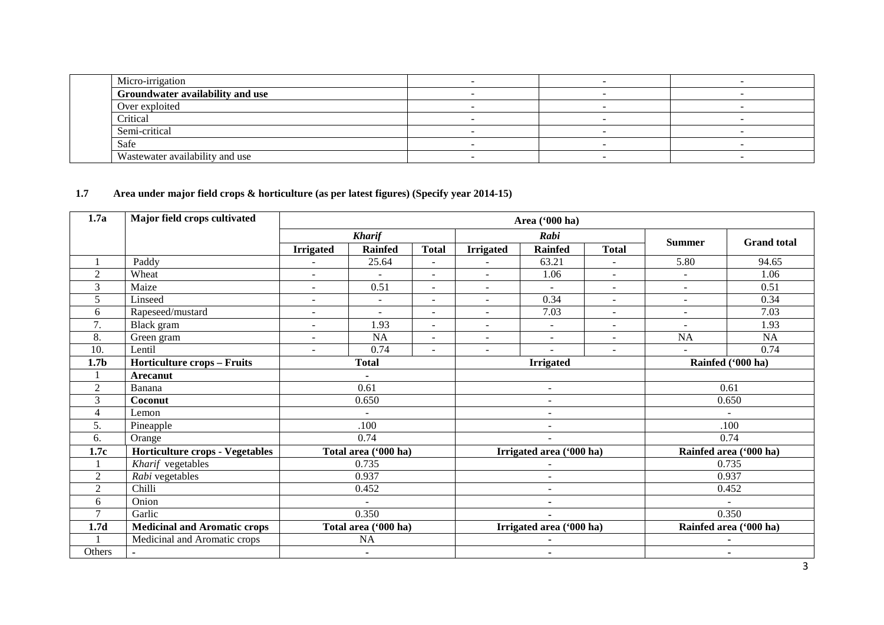| | | | | |
|---|---|---|---|---|
| | Micro-irrigation | - | - | - |
| | **Groundwater availability and use** | - | - | - |
| | Over exploited | - | - | - |
| | Critical | - | - | - |
| | Semi-critical | - | - | - |
| | Safe | - | - | - |
| | Wastewater availability and use | - | - | - |

**1.7 Area under major field crops & horticulture (as per latest figures) (Specify year 2014-15)**

| 1.7a | Major field crops cultivated | Area ('000 ha) | | | | | | | |
|---|---|---|---|---|---|---|---|---|---|
| | | *Kharif* | | | *Rabi* | | | Summer | Grand total |
| | | Irrigated | Rainfed | Total | Irrigated | Rainfed | Total | | |
| 1 | Paddy | - | 25.64 | - | - | 63.21 | - | 5.80 | 94.65 |
| 2 | Wheat | - | - | - | - | 1.06 | - | - | 1.06 |
| 3 | Maize | - | 0.51 | - | - | - | - | - | 0.51 |
| 5 | Linseed | - | - | - | - | 0.34 | - | - | 0.34 |
| 6 | Rapeseed/mustard | - | - | - | - | 7.03 | - | - | 7.03 |
| 7. | Black gram | - | 1.93 | - | - | - | - | - | 1.93 |
| 8. | Green gram | - | NA | - | - | - | - | NA | NA |
| 10. | Lentil | - | 0.74 | - | - | - | - | - | 0.74 |
| **1.7b** | **Horticulture crops – Fruits** | **Total** | | | **Irrigated** | | | **Rainfed ('000 ha)** | |
| 1 | **Arecanut** | - | | | | | | | |
| 2 | Banana | 0.61 | | | - | | | 0.61 | |
| 3 | **Coconut** | 0.650 | | | - | | | 0.650 | |
| 4 | Lemon | - | | | - | | | - | |
| 5. | Pineapple | .100 | | | - | | | .100 | |
| 6. | Orange | 0.74 | | | - | | | 0.74 | |
| **1.7c** | **Horticulture crops - Vegetables** | **Total area ('000 ha)** | | | **Irrigated area ('000 ha)** | | | **Rainfed area ('000 ha)** | |
| 1 | *Kharif* vegetables | 0.735 | | | - | | | 0.735 | |
| 2 | *Rabi* vegetables | 0.937 | | | - | | | 0.937 | |
| 2 | Chilli | 0.452 | | | - | | | 0.452 | |
| 6 | Onion | - | | | - | | | - | |
| 7 | Garlic | 0.350 | | | - | | | 0.350 | |
| **1.7d** | **Medicinal and Aromatic crops** | **Total area ('000 ha)** | | | **Irrigated area ('000 ha)** | | | **Rainfed area ('000 ha)** | |
| 1 | Medicinal and Aromatic crops | NA | | | - | | | - | |
| Others | - | - | | | - | | | - | |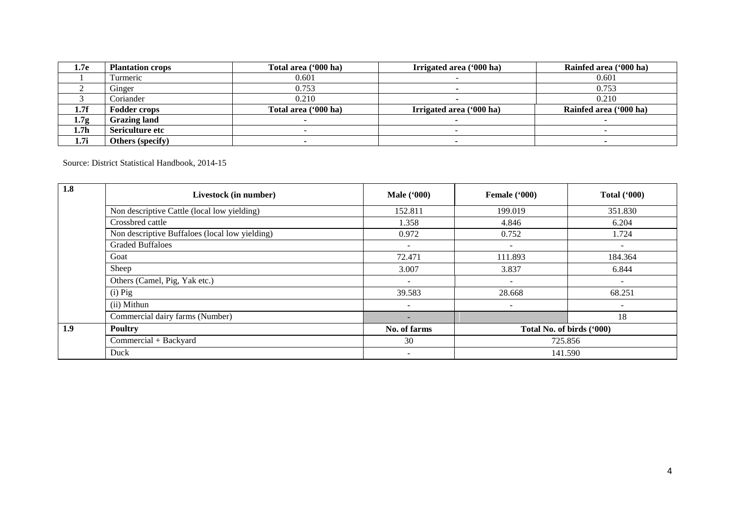| 1.7e | Plantation crops | Total area ('000 ha) | Irrigated area ('000 ha) | Rainfed area ('000 ha) |
|---|---|---|---|---|
| 1 | Turmeric | 0.601 | - | 0.601 |
| 2 | Ginger | 0.753 | - | 0.753 |
| 3 | Coriander | 0.210 | - | 0.210 |
| **1.7f** | **Fodder crops** | **Total area ('000 ha)** | **Irrigated area ('000 ha)** | **Rainfed area ('000 ha)** |
| **1.7g** | **Grazing land** | - | - | - |
| **1.7h** | **Sericulture etc** | - | - | - |
| **1.7i** | **Others (specify)** | - | - | - |

Source: District Statistical Handbook, 2014-15

| 1.8 | Livestock (in number) | Male ('000) | Female ('000) | Total ('000) |
|---|---|---|---|---|
| | Non descriptive Cattle (local low yielding) | 152.811 | 199.019 | 351.830 |
| | Crossbred cattle | 1.358 | 4.846 | 6.204 |
| | Non descriptive Buffaloes (local low yielding) | 0.972 | 0.752 | 1.724 |
| | Graded Buffaloes | - | - | - |
| | Goat | 72.471 | 111.893 | 184.364 |
| | Sheep | 3.007 | 3.837 | 6.844 |
| | Others (Camel, Pig, Yak etc.) | - | - | - |
| | (i) Pig | 39.583 | 28.668 | 68.251 |
| | (ii) Mithun | - | - | - |
| | Commercial dairy farms (Number) | - | | 18 |
| **1.9** | **Poultry** | **No. of farms** | **Total No. of birds ('000)** | |
| | Commercial + Backyard | 30 | 725.856 | |
| | Duck | - | 141.590 | |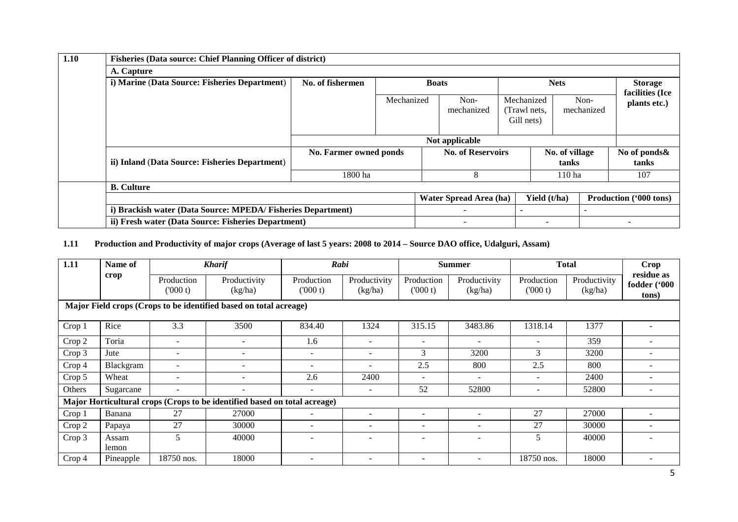| 1.10 | Fisheries (Data source: Chief Planning Officer of district) | | | | | | | |
|---|---|---|---|---|---|---|---|---|
| | **A. Capture** | | | | | | | |
| | **i) Marine (Data Source: Fisheries Department)** | **No. of fishermen** | **Boats** | | **Nets** | | **Storage facilities (Ice plants etc.)** | |
| | | | Mechanized | Non-mechanized | Mechanized (Trawl nets, Gill nets) | Non-mechanized | | |
| | | Not applicable | | | | | | |
| | **ii) Inland (Data Source: Fisheries Department)** | **No. Farmer owned ponds** | **No. of Reservoirs** | | **No. of village tanks** | | **No of ponds& tanks** | |
| | | 1800 ha | 8 | | 110 ha | | 107 | |
| | **B. Culture** | | | | | | | |
| | | | **Water Spread Area (ha)** | | **Yield (t/ha)** | | **Production ('000 tons)** | |
| | **i) Brackish water (Data Source: MPEDA/ Fisheries Department)** | | - | | - | | - | |
| | **ii) Fresh water (Data Source: Fisheries Department)** | | - | | - | | - | |

**1.11 Production and Productivity of major crops (Average of last 5 years: 2008 to 2014 – Source DAO office, Udalguri, Assam)**

| 1.11 | Name of crop | *Kharif* | | *Rabi* | | Summer | | Total | | Crop residue as fodder ('000 tons) |
|---|---|---|---|---|---|---|---|---|---|---|
| | | Production ('000 t) | Productivity (kg/ha) | Production ('000 t) | Productivity (kg/ha) | Production ('000 t) | Productivity (kg/ha) | Production ('000 t) | Productivity (kg/ha) | |
| **Major Field crops (Crops to be identified based on total acreage)** | | | | | | | | | | |
| Crop 1 | Rice | 3.3 | 3500 | 834.40 | 1324 | 315.15 | 3483.86 | 1318.14 | 1377 | - |
| Crop 2 | Toria | - | - | 1.6 | - | - | - | - | 359 | - |
| Crop 3 | Jute | - | - | - | - | 3 | 3200 | 3 | 3200 | - |
| Crop 4 | Blackgram | - | - | - | - | 2.5 | 800 | 2.5 | 800 | - |
| Crop 5 | Wheat | - | - | 2.6 | 2400 | - | - | - | 2400 | - |
| Others | Sugarcane | - | - | - | - | 52 | 52800 | - | 52800 | - |
| **Major Horticultural crops (Crops to be identified based on total acreage)** | | | | | | | | | | |
| Crop 1 | Banana | 27 | 27000 | - | - | - | - | 27 | 27000 | - |
| Crop 2 | Papaya | 27 | 30000 | - | - | - | - | 27 | 30000 | - |
| Crop 3 | Assam lemon | 5 | 40000 | - | - | - | - | 5 | 40000 | - |
| Crop 4 | Pineapple | 18750 nos. | 18000 | - | - | - | - | 18750 nos. | 18000 | - |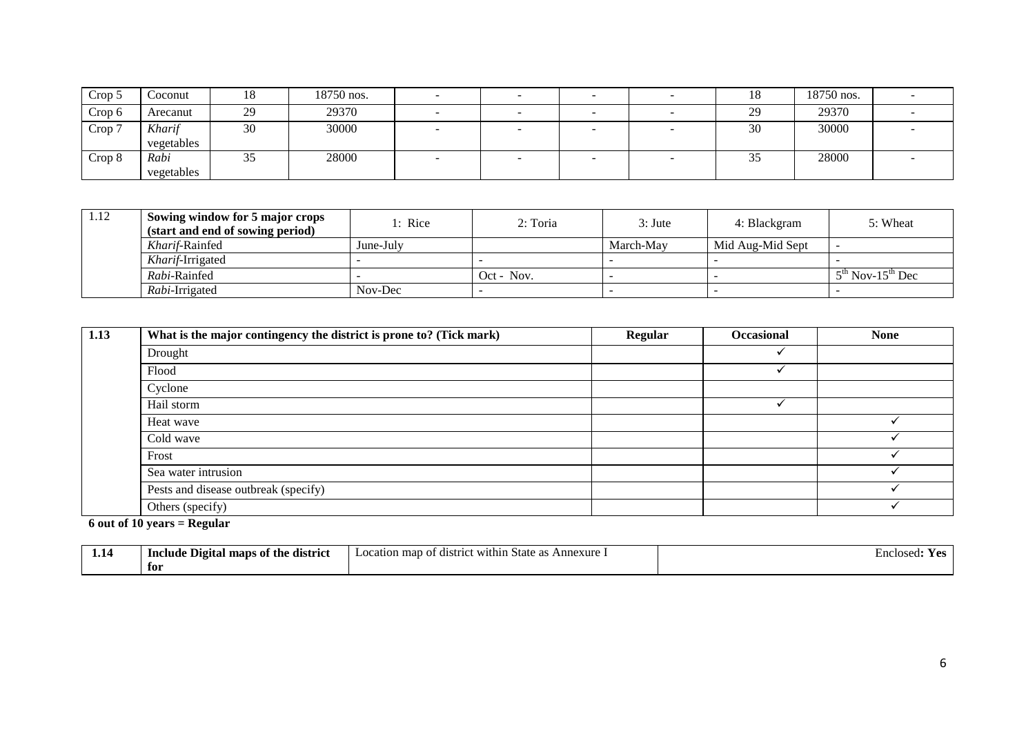| Crop 5 | Coconut | 18 | 18750 nos. | - | - | - | - | 18 | 18750 nos. | - |
|---|---|---|---|---|---|---|---|---|---|---|
| Crop 6 | Arecanut | 29 | 29370 | - | - | - | - | 29 | 29370 | - |
| Crop 7 | *Kharif* vegetables | 30 | 30000 | - | - | - | - | 30 | 30000 | - |
| Crop 8 | *Rabi* vegetables | 35 | 28000 | - | - | - | - | 35 | 28000 | - |

| 1.12 | **Sowing window for 5 major crops (start and end of sowing period)** | 1: Rice | 2: Toria | 3: Jute | 4: Blackgram | 5: Wheat |
|---|---|---|---|---|---|---|
| | *Kharif*-Rainfed | June-July | | March-May | Mid Aug-Mid Sept | - |
| | *Kharif*-Irrigated | - | - | - | - | - |
| | *Rabi*-Rainfed | - | Oct - Nov. | - | - | 5th Nov-15th Dec |
| | *Rabi*-Irrigated | Nov-Dec | - | - | - | - |

| 1.13 | **What is the major contingency the district is prone to? (Tick mark)** | **Regular** | **Occasional** | **None** |
|---|---|---|---|---|
| | Drought | | ✓ | |
| | Flood | | ✓ | |
| | Cyclone | | | |
| | Hail storm | | ✓ | |
| | Heat wave | | | ✓ |
| | Cold wave | | | ✓ |
| | Frost | | | ✓ |
| | Sea water intrusion | | | ✓ |
| | Pests and disease outbreak (specify) | | | ✓ |
| | Others (specify) | | | ✓ |

**6 out of 10 years = Regular**

| 1.14 | **Include Digital maps of the district for** | Location map of district within State as Annexure I | Enclosed**: Yes** |
|---|---|---|---|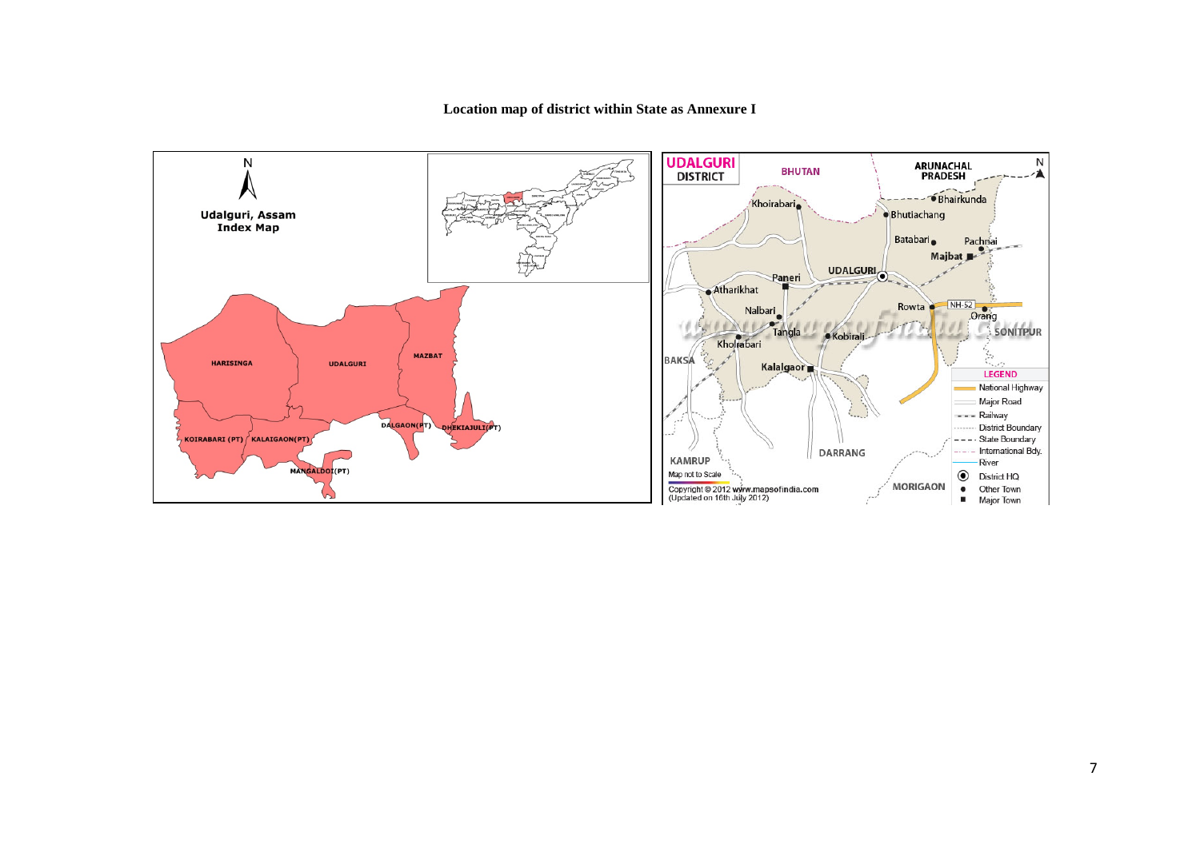**Location map of district within State as Annexure I**

N

**Udalguri, Assam**
**Index Map**

HARISINGA

UDALGURI

MAZBAT

DALGAON(PT)

DHEKIAJULI(PT)

KOIRABARI (PT)

KALAIGAON(PT)

MANGALDOI(PT)

**UDALGURI DISTRICT**

BHUTAN

ARUNACHAL PRADESH

N

Khoirabari

Bhairkunda

Bhutiachang

Batabari

Pachnai

Majbat

Paneri

UDALGURI

Atharikhat

Nalbari

Rowta

NH-52

Orang

SONITPUR

Tangla

Kobirali

Kholrabari

BAKSA

Kalaigaon

DARRANG

KAMRUP

MORIGAON

LEGEND

- National Highway
- Major Road
- Railway
- District Boundary
- State Boundary
- International Bdy.
- River
- District HQ
- Other Town
- Major Town

Map not to Scale

Copyright © 2012 www.mapsofindia.com
(Updated on 16th July 2012)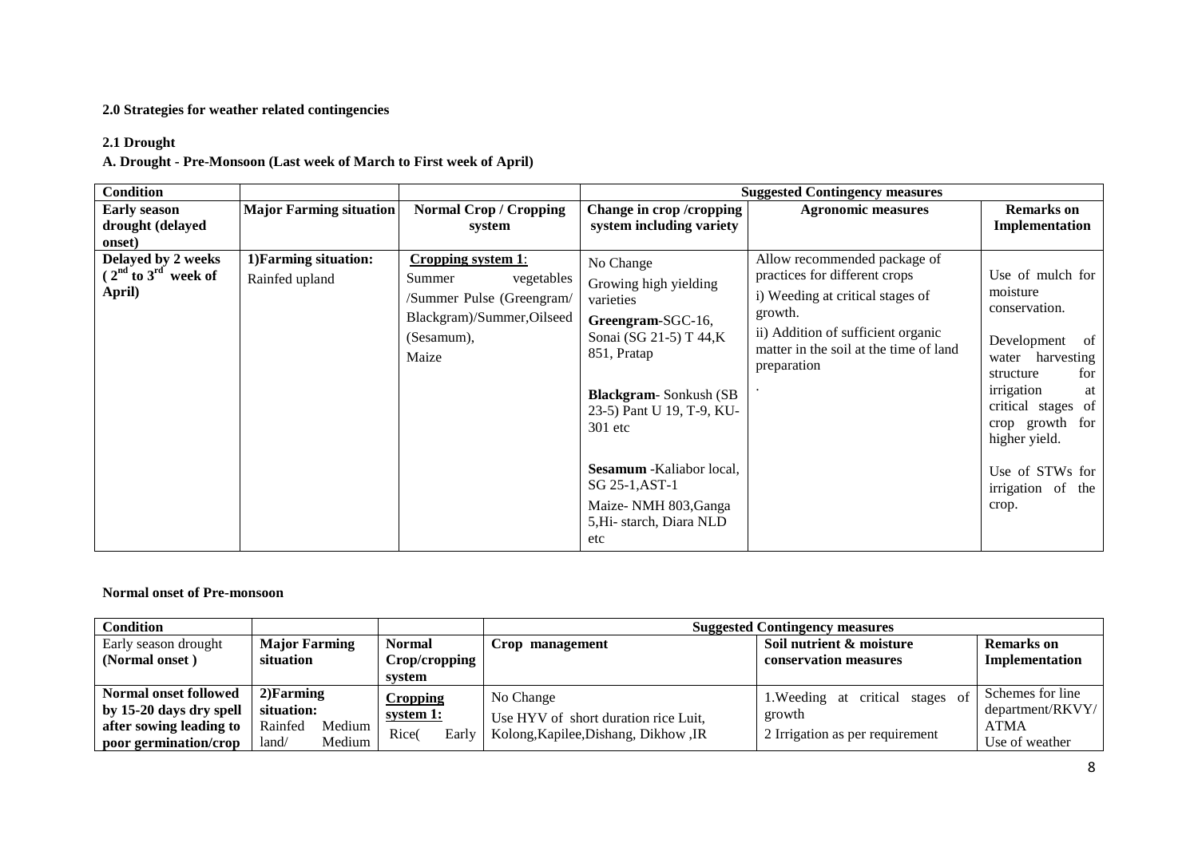**2.0 Strategies for weather related contingencies**

**2.1 Drought**

**A. Drought - Pre-Monsoon (Last week of March to First week of April)**

| Condition | | | Suggested Contingency measures | | |
|---|---|---|---|---|---|
| **Early season drought (delayed onset)** | **Major Farming situation** | **Normal Crop / Cropping system** | **Change in crop /cropping system including variety** | **Agronomic measures** | **Remarks on Implementation** |
| **Delayed by 2 weeks ( 2nd to 3rd week of April)** | 1)Farming situation: Rainfed upland | **Cropping system 1**: Summer vegetables /Summer Pulse (Greengram/ Blackgram)/Summer,Oilseed (Sesamum), Maize | No Change<br>Growing high yielding varieties<br>**Greengram**-SGC-16, Sonai (SG 21-5) T 44,K 851, Pratap<br>**Blackgram**- Sonkush (SB 23-5) Pant U 19, T-9, KU-301 etc<br>**Sesamum** -Kaliabor local, SG 25-1,AST-1<br>Maize- NMH 803,Ganga 5,Hi- starch, Diara NLD etc | Allow recommended package of practices for different crops<br>i) Weeding at critical stages of growth.<br>ii) Addition of sufficient organic matter in the soil at the time of land preparation<br>. | Use of mulch for moisture conservation.<br>Development of water harvesting structure for irrigation at critical stages of crop growth for higher yield.<br>Use of STWs for irrigation of the crop. |

**Normal onset of Pre-monsoon**

| Condition | | | Suggested Contingency measures | | |
|---|---|---|---|---|---|
| Early season drought **(Normal onset )** | **Major Farming situation** | **Normal Crop/cropping system** | **Crop management** | **Soil nutrient & moisture conservation measures** | **Remarks on Implementation** |
| **Normal onset followed by 15-20 days dry spell after sowing leading to poor germination/crop** | 2)Farming situation: Rainfed Medium land/ Medium | **Cropping system 1:** Rice( Early | No Change<br>Use HYV of short duration rice Luit, Kolong,Kapilee,Dishang, Dikhow ,IR | 1.Weeding at critical stages of growth<br>2 Irrigation as per requirement | Schemes for line department/RKVY/ ATMA<br>Use of weather |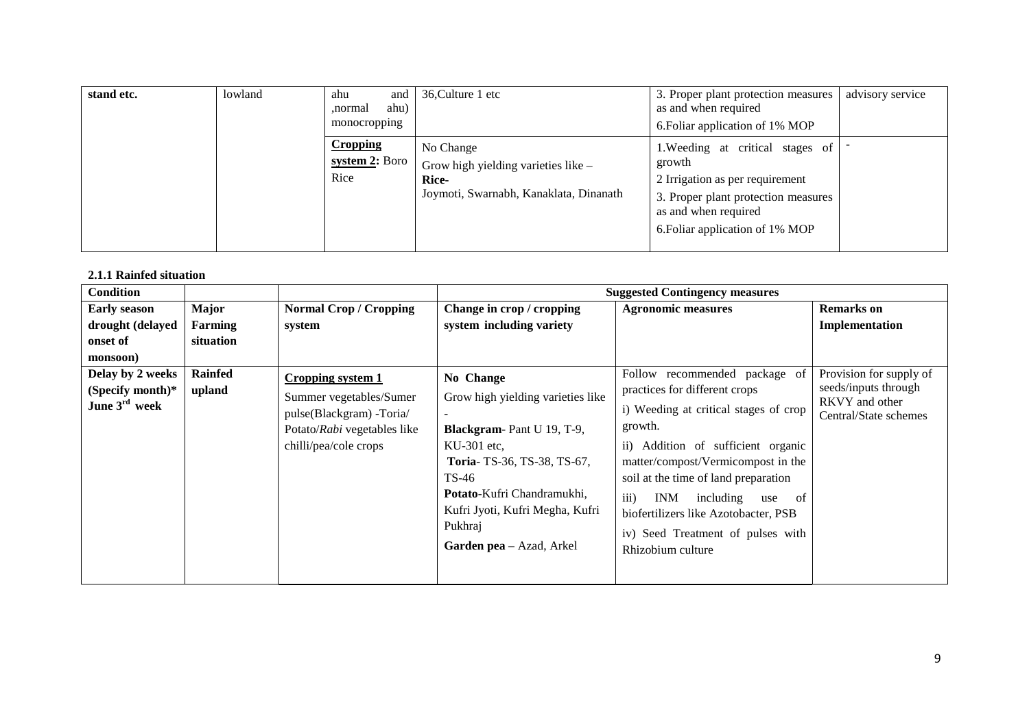| stand etc. | lowland | ahu and ,normal ahu) monocropping | 36,Culture 1 etc | 3. Proper plant protection measures as and when required<br>6.Foliar application of 1% MOP | advisory service |
|---|---|---|---|---|---|
| | | **Cropping system 2:** Boro Rice | No Change<br>Grow high yielding varieties like –<br>**Rice-**<br>Joymoti, Swarnabh, Kanaklata, Dinanath | 1.Weeding at critical stages of growth<br>2 Irrigation as per requirement<br>3. Proper plant protection measures as and when required<br>6.Foliar application of 1% MOP | - |

**2.1.1 Rainfed situation**

| Condition | | | Suggested Contingency measures | | |
|---|---|---|---|---|---|
| **Early season drought (delayed onset of monsoon)** | **Major Farming situation** | **Normal Crop / Cropping system** | **Change in crop / cropping system including variety** | **Agronomic measures** | **Remarks on Implementation** |
| **Delay by 2 weeks (Specify month)* June 3rd week** | **Rainfed upland** | **Cropping system 1**<br>Summer vegetables/Sumer pulse(Blackgram) -Toria/ Potato/*Rabi* vegetables like chilli/pea/cole crops | **No Change**<br>Grow high yielding varieties like -<br>**Blackgram**- Pant U 19, T-9, KU-301 etc,<br>**Toria**- TS-36, TS-38, TS-67, TS-46<br>**Potato**-Kufri Chandramukhi, Kufri Jyoti, Kufri Megha, Kufri Pukhraj<br>**Garden pea** – Azad, Arkel | Follow recommended package of practices for different crops<br>i) Weeding at critical stages of crop growth.<br>ii) Addition of sufficient organic matter/compost/Vermicompost in the soil at the time of land preparation<br>iii) INM including use of biofertilizers like Azotobacter, PSB<br>iv) Seed Treatment of pulses with Rhizobium culture | Provision for supply of seeds/inputs through RKVY and other Central/State schemes |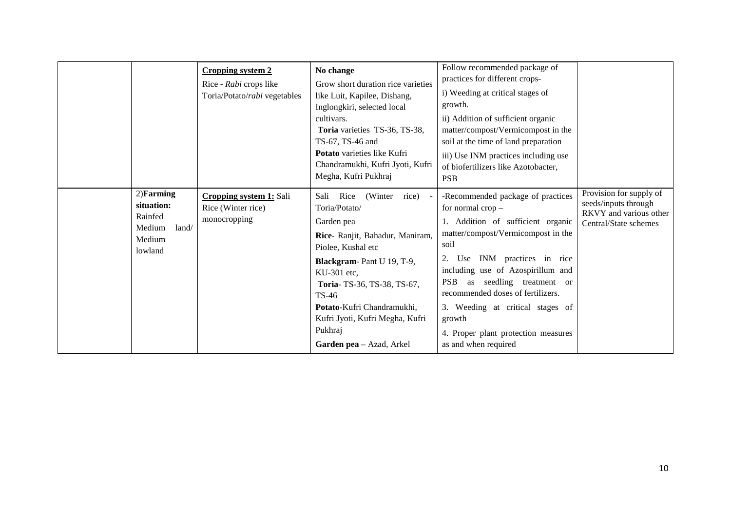| | | | | | |
|---|---|---|---|---|---|
| | | **Cropping system 2**<br>Rice - *Rabi* crops like Toria/Potato/*rabi* vegetables | **No change**<br>Grow short duration rice varieties like Luit, Kapilee, Dishang, Inglongkiri, selected local cultivars.<br>**Toria** varieties TS-36, TS-38, TS-67, TS-46 and<br>**Potato** varieties like Kufri Chandramukhi, Kufri Jyoti, Kufri Megha, Kufri Pukhraj | Follow recommended package of practices for different crops-<br>i) Weeding at critical stages of growth.<br>ii) Addition of sufficient organic matter/compost/Vermicompost in the soil at the time of land preparation<br>iii) Use INM practices including use of biofertilizers like Azotobacter, PSB | |
| | 2)**Farming situation:** Rainfed Medium land/ Medium lowland | **Cropping system 1:** Sali Rice (Winter rice) monocropping | Sali Rice (Winter rice) - Toria/Potato/<br>Garden pea<br>**Rice**- Ranjit, Bahadur, Maniram, Piolee, Kushal etc<br>**Blackgram**- Pant U 19, T-9, KU-301 etc,<br>**Toria**- TS-36, TS-38, TS-67, TS-46<br>**Potato**-Kufri Chandramukhi, Kufri Jyoti, Kufri Megha, Kufri Pukhraj<br>**Garden pea** – Azad, Arkel | -Recommended package of practices for normal crop –<br>1. Addition of sufficient organic matter/compost/Vermicompost in the soil<br>2. Use INM practices in rice including use of Azospirillum and PSB as seedling treatment or recommended doses of fertilizers.<br>3. Weeding at critical stages of growth<br>4. Proper plant protection measures as and when required | Provision for supply of seeds/inputs through RKVY and various other Central/State schemes |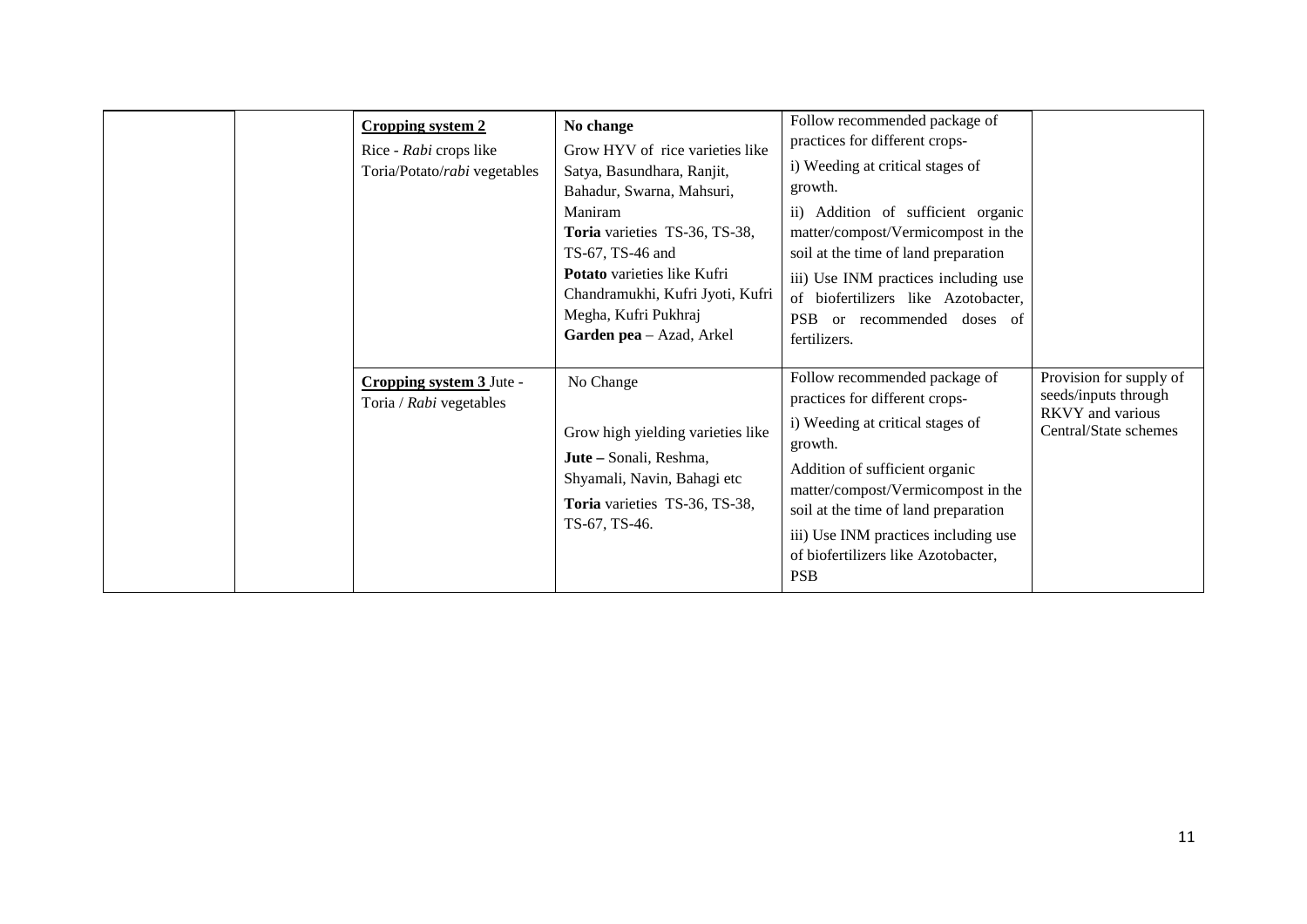| | | | | | |
|---|---|---|---|---|---|
| | | **Cropping system 2**<br>Rice - *Rabi* crops like Toria/Potato/*rabi* vegetables | **No change**<br>Grow HYV of rice varieties like Satya, Basundhara, Ranjit, Bahadur, Swarna, Mahsuri, Maniram<br>**Toria** varieties TS-36, TS-38, TS-67, TS-46 and<br>**Potato** varieties like Kufri Chandramukhi, Kufri Jyoti, Kufri Megha, Kufri Pukhraj<br>**Garden pea** – Azad, Arkel | Follow recommended package of practices for different crops-<br>i) Weeding at critical stages of growth.<br>ii) Addition of sufficient organic matter/compost/Vermicompost in the soil at the time of land preparation<br>iii) Use INM practices including use of biofertilizers like Azotobacter, PSB or recommended doses of fertilizers. | |
| | | **Cropping system 3** Jute - Toria / *Rabi* vegetables | No Change<br>Grow high yielding varieties like<br>**Jute –** Sonali, Reshma, Shyamali, Navin, Bahagi etc<br>**Toria** varieties TS-36, TS-38, TS-67, TS-46. | Follow recommended package of practices for different crops-<br>i) Weeding at critical stages of growth.<br>Addition of sufficient organic matter/compost/Vermicompost in the soil at the time of land preparation<br>iii) Use INM practices including use of biofertilizers like Azotobacter, PSB | Provision for supply of seeds/inputs through RKVY and various Central/State schemes |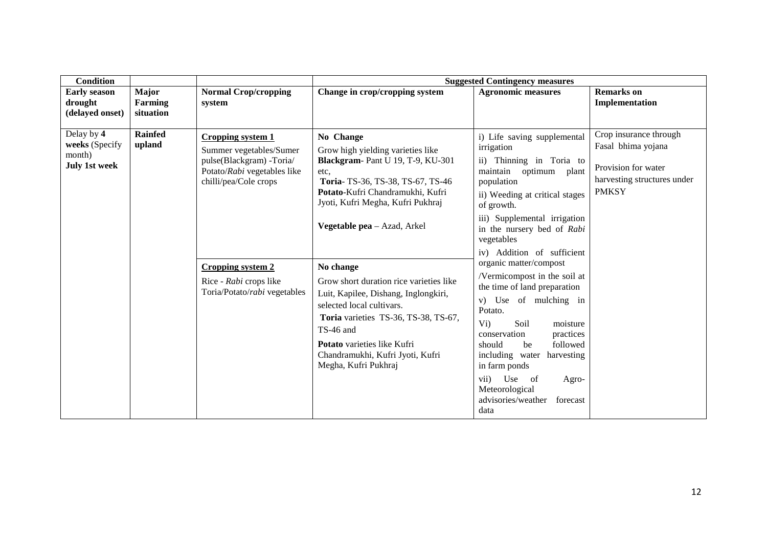| Condition | | | Suggested Contingency measures | | |
|---|---|---|---|---|---|
| **Early season drought (delayed onset)** | **Major Farming situation** | **Normal Crop/cropping system** | **Change in crop/cropping system** | **Agronomic measures** | **Remarks on Implementation** |
| Delay by **4 weeks** (Specify month) **July 1st week** | **Rainfed upland** | **Cropping system 1**<br>Summer vegetables/Sumer pulse(Blackgram) -Toria/ Potato/*Rabi* vegetables like chilli/pea/Cole crops | **No Change**<br>Grow high yielding varieties like **Blackgram**- Pant U 19, T-9, KU-301 etc,<br>**Toria**- TS-36, TS-38, TS-67, TS-46<br>**Potato**-Kufri Chandramukhi, Kufri Jyoti, Kufri Megha, Kufri Pukhraj<br><br>**Vegetable pea** – Azad, Arkel | i) Life saving supplemental irrigation<br>ii) Thinning in Toria to maintain optimum plant population<br>ii) Weeding at critical stages of growth.<br>iii) Supplemental irrigation in the nursery bed of *Rabi* vegetables<br>iv) Addition of sufficient organic matter/compost /Vermicompost in the soil at the time of land preparation<br>v) Use of mulching in Potato.<br>Vi) Soil moisture conservation practices should be followed including water harvesting in farm ponds<br>vii) Use of Agro-Meteorological advisories/weather forecast data | Crop insurance through Fasal bhima yojana<br><br>Provision for water harvesting structures under PMKSY |
| | | **Cropping system 2**<br>Rice - *Rabi* crops like Toria/Potato/*rabi* vegetables | **No change**<br>Grow short duration rice varieties like Luit, Kapilee, Dishang, Inglongkiri, selected local cultivars.<br>**Toria** varieties TS-36, TS-38, TS-67, TS-46 and<br>**Potato** varieties like Kufri Chandramukhi, Kufri Jyoti, Kufri Megha, Kufri Pukhraj | | |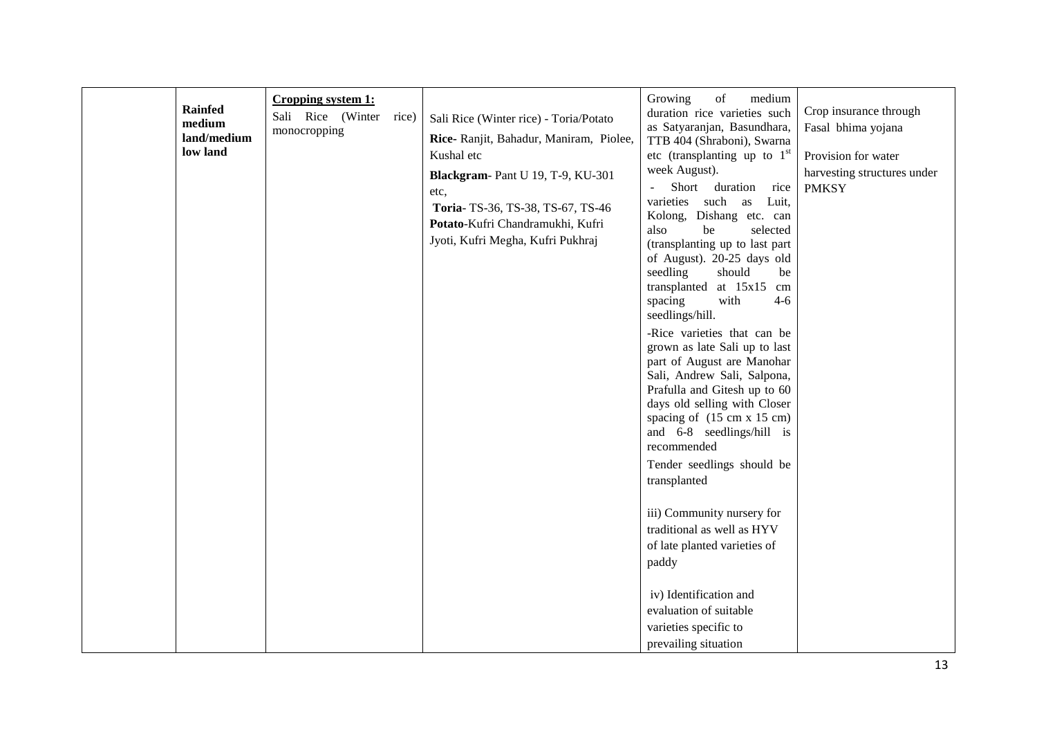| | | | | | |
|---|---|---|---|---|---|
| | **Rainfed medium land/medium low land** | **Cropping system 1:** Sali Rice (Winter rice) monocropping | Sali Rice (Winter rice) - Toria/Potato<br>**Rice-** Ranjit, Bahadur, Maniram, Piolee, Kushal etc<br>**Blackgram-** Pant U 19, T-9, KU-301 etc,<br>**Toria-** TS-36, TS-38, TS-67, TS-46<br>**Potato-**Kufri Chandramukhi, Kufri Jyoti, Kufri Megha, Kufri Pukhraj | Growing of medium duration rice varieties such as Satyaranjan, Basundhara, TTB 404 (Shraboni), Swarna etc (transplanting up to 1st week August).<br>- Short duration rice varieties such as Luit, Kolong, Dishang etc. can also be selected (transplanting up to last part of August). 20-25 days old seedling should be transplanted at 15x15 cm spacing with 4-6 seedlings/hill.<br>-Rice varieties that can be grown as late Sali up to last part of August are Manohar Sali, Andrew Sali, Salpona, Prafulla and Gitesh up to 60 days old selling with Closer spacing of (15 cm x 15 cm) and 6-8 seedlings/hill is recommended<br>Tender seedlings should be transplanted<br>iii) Community nursery for traditional as well as HYV of late planted varieties of paddy<br>iv) Identification and evaluation of suitable varieties specific to prevailing situation | Crop insurance through Fasal bhima yojana<br>Provision for water harvesting structures under PMKSY |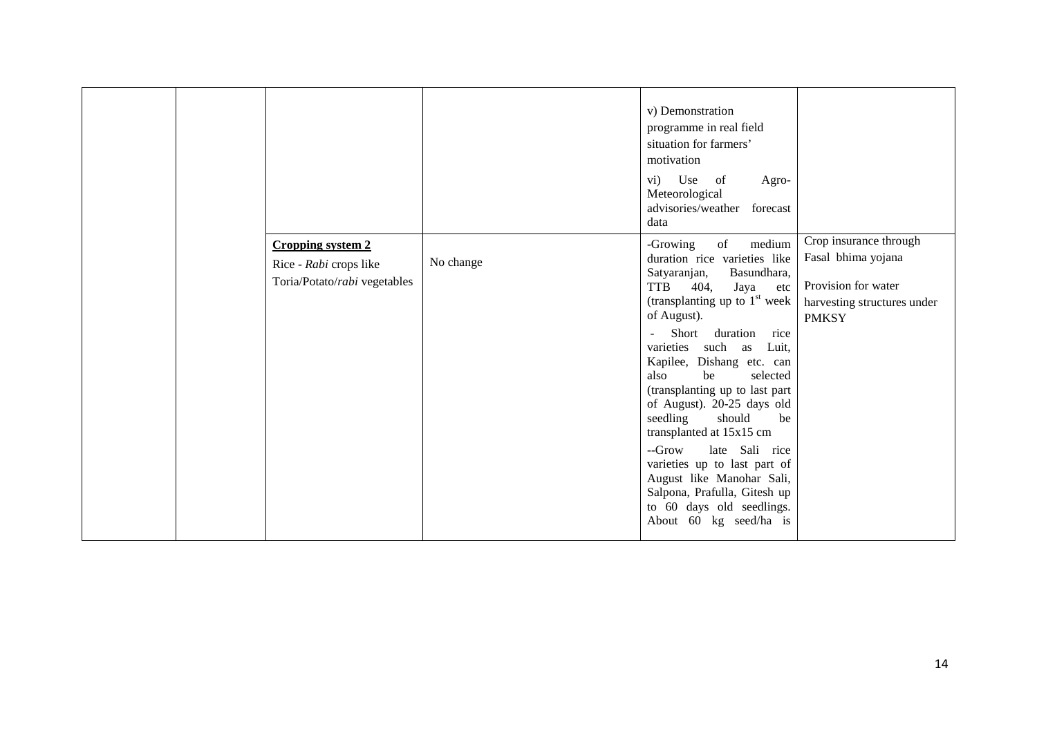|  |  |  |  |  |  |
|---|---|---|---|---|---|
|  |  |  |  | v) Demonstration programme in real field situation for farmers' motivation<br>vi) Use of Agro-Meteorological advisories/weather forecast data |  |
|  |  | **Cropping system 2**<br>Rice - *Rabi* crops like Toria/Potato/*rabi* vegetables | No change | -Growing of medium duration rice varieties like Satyaranjan, Basundhara, TTB 404, Jaya etc (transplanting up to 1st week of August).<br>- Short duration rice varieties such as Luit, Kapilee, Dishang etc. can also be selected (transplanting up to last part of August). 20-25 days old seedling should be transplanted at 15x15 cm<br>--Grow late Sali rice varieties up to last part of August like Manohar Sali, Salpona, Prafulla, Gitesh up to 60 days old seedlings. About 60 kg seed/ha is | Crop insurance through Fasal bhima yojana<br><br>Provision for water harvesting structures under PMKSY |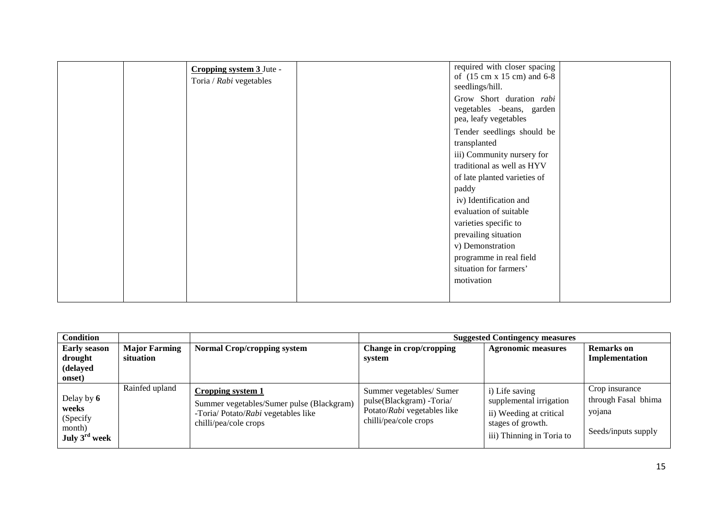| | | **Cropping system 3** Jute - Toria / *Rabi* vegetables | | required with closer spacing of (15 cm x 15 cm) and 6-8 seedlings/hill. Grow Short duration *rabi* vegetables -beans, garden pea, leafy vegetables Tender seedlings should be transplanted iii) Community nursery for traditional as well as HYV of late planted varieties of paddy iv) Identification and evaluation of suitable varieties specific to prevailing situation v) Demonstration programme in real field situation for farmers' motivation | |
|---|---|---|---|---|---|

| Condition | | | Suggested Contingency measures | | |
|---|---|---|---|---|---|
| **Early season drought (delayed onset)** | **Major Farming situation** | **Normal Crop/cropping system** | **Change in crop/cropping system** | **Agronomic measures** | **Remarks on Implementation** |
| Delay by **6 weeks** (Specify month) **July 3rd week** | Rainfed upland | **Cropping system 1** Summer vegetables/Sumer pulse (Blackgram) -Toria/ Potato/*Rabi* vegetables like chilli/pea/cole crops | Summer vegetables/ Sumer pulse(Blackgram) -Toria/ Potato/*Rabi* vegetables like chilli/pea/cole crops | i) Life saving supplemental irrigation ii) Weeding at critical stages of growth. iii) Thinning in Toria to | Crop insurance through Fasal bhima yojana Seeds/inputs supply |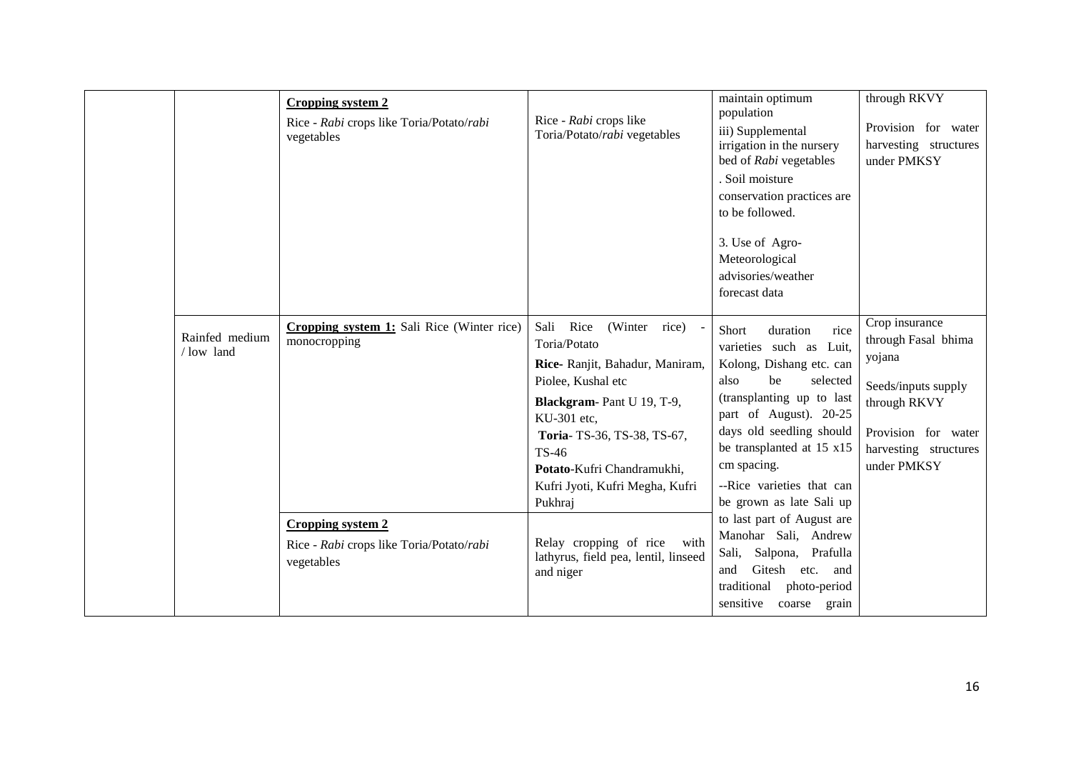|  |  |  |  |  |  |
|---|---|---|---|---|---|
|  |  | **Cropping system 2**<br>Rice - *Rabi* crops like Toria/Potato/*rabi* vegetables | Rice - *Rabi* crops like Toria/Potato/*rabi* vegetables | maintain optimum population<br>iii) Supplemental irrigation in the nursery bed of *Rabi* vegetables<br>. Soil moisture conservation practices are to be followed.<br><br>3. Use of Agro-Meteorological advisories/weather forecast data | through RKVY<br><br>Provision for water harvesting structures under PMKSY |
|  | Rainfed medium / low land | **Cropping system 1:** Sali Rice (Winter rice) monocropping | Sali Rice (Winter rice) - Toria/Potato<br>**Rice-** Ranjit, Bahadur, Maniram, Piolee, Kushal etc<br>**Blackgram**- Pant U 19, T-9, KU-301 etc,<br>**Toria**- TS-36, TS-38, TS-67, TS-46<br>**Potato**-Kufri Chandramukhi, Kufri Jyoti, Kufri Megha, Kufri Pukhraj | Short duration rice varieties such as Luit, Kolong, Dishang etc. can also be selected (transplanting up to last part of August). 20-25 days old seedling should be transplanted at 15 x15 cm spacing.<br>--Rice varieties that can be grown as late Sali up to last part of August are Manohar Sali, Andrew Sali, Salpona, Prafulla and Gitesh etc. and traditional photo-period sensitive coarse grain | Crop insurance through Fasal bhima yojana<br><br>Seeds/inputs supply through RKVY<br><br>Provision for water harvesting structures under PMKSY |
|  |  | **Cropping system 2**<br>Rice - *Rabi* crops like Toria/Potato/*rabi* vegetables | Relay cropping of rice with lathyrus, field pea, lentil, linseed and niger |  |  |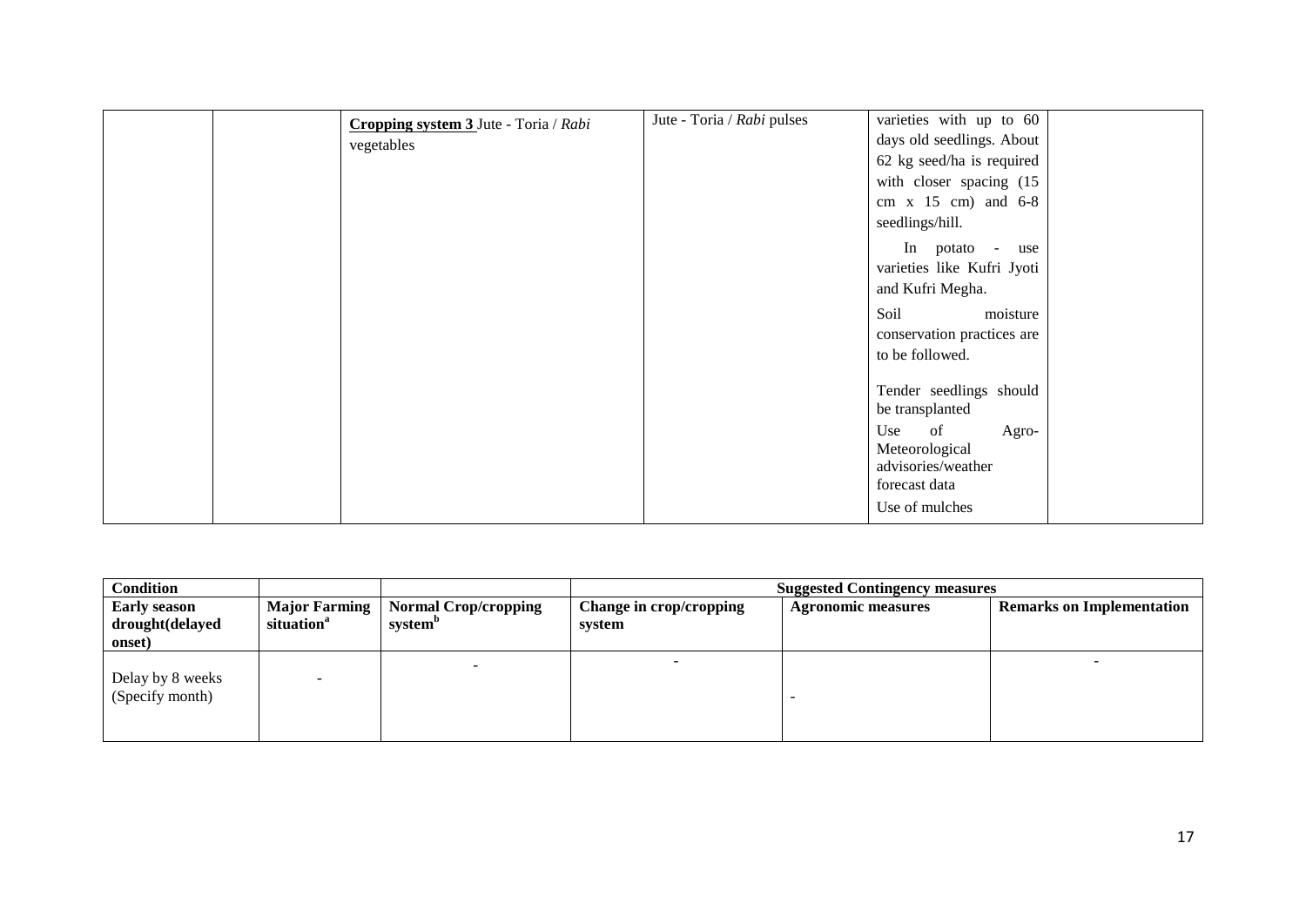| | | | | | |
|---|---|---|---|---|---|
| | | **Cropping system 3** Jute - Toria / *Rabi* vegetables | Jute - Toria / *Rabi* pulses | varieties with up to 60 days old seedlings. About 62 kg seed/ha is required with closer spacing (15 cm x 15 cm) and 6-8 seedlings/hill.<br>In potato - use varieties like Kufri Jyoti and Kufri Megha.<br>Soil moisture conservation practices are to be followed.<br>Tender seedlings should be transplanted<br>Use of Agro-Meteorological advisories/weather forecast data<br>Use of mulches | |

| Condition | | | Suggested Contingency measures | | |
|---|---|---|---|---|---|
| **Early season drought(delayed onset)** | **Major Farming situation[a]** | **Normal Crop/cropping system[b]** | **Change in crop/cropping system** | **Agronomic measures** | **Remarks on Implementation** |
| Delay by 8 weeks (Specify month) | - | - | - | - | - |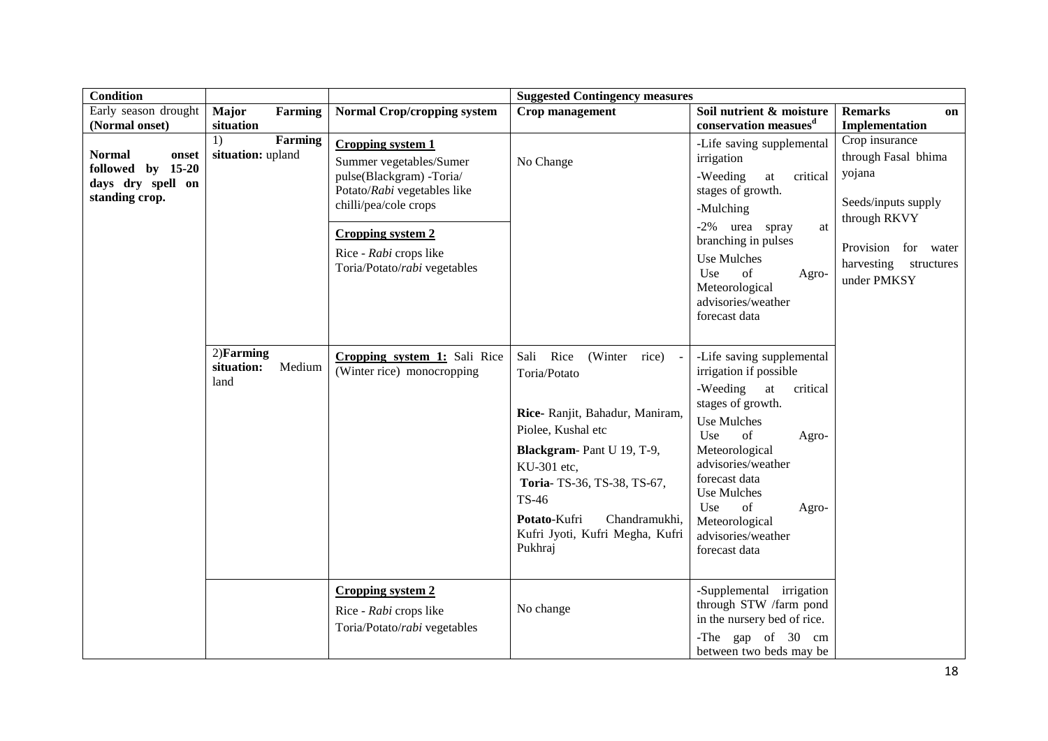| Condition | | | Suggested Contingency measures | | |
|---|---|---|---|---|---|
| Early season drought (Normal onset) | Major Farming situation | Normal Crop/cropping system | Crop management | Soil nutrient & moisture conservation measues[d] | Remarks on Implementation |
| **Normal onset followed by 15-20 days dry spell on standing crop.** | 1) **Farming situation:** upland | **Cropping system 1**<br>Summer vegetables/Sumer pulse(Blackgram) -Toria/ Potato/*Rabi* vegetables like chilli/pea/cole crops | No Change | -Life saving supplemental irrigation<br>-Weeding at critical stages of growth.<br>-Mulching<br>-2% urea spray at branching in pulses<br>Use Mulches<br>Use of Agro-Meteorological advisories/weather forecast data | Crop insurance through Fasal bhima yojana<br><br>Seeds/inputs supply through RKVY<br><br>Provision for water harvesting structures under PMKSY |
| | | **Cropping system 2**<br>Rice - *Rabi* crops like Toria/Potato/*rabi* vegetables | | | |
| | 2)**Farming situation:** Medium land | **Cropping system 1:** Sali Rice (Winter rice) monocropping | Sali Rice (Winter rice) - Toria/Potato<br><br>**Rice**- Ranjit, Bahadur, Maniram, Piolee, Kushal etc<br>**Blackgram**- Pant U 19, T-9, KU-301 etc,<br>**Toria**- TS-36, TS-38, TS-67, TS-46<br>**Potato**-Kufri Chandramukhi, Kufri Jyoti, Kufri Megha, Kufri Pukhraj | -Life saving supplemental irrigation if possible<br>-Weeding at critical stages of growth.<br>Use Mulches<br>Use of Agro-Meteorological advisories/weather forecast data<br>Use Mulches<br>Use of Agro-Meteorological advisories/weather forecast data | |
| | | **Cropping system 2**<br>Rice - *Rabi* crops like Toria/Potato/*rabi* vegetables | No change | -Supplemental irrigation through STW /farm pond in the nursery bed of rice.<br>-The gap of 30 cm between two beds may be | |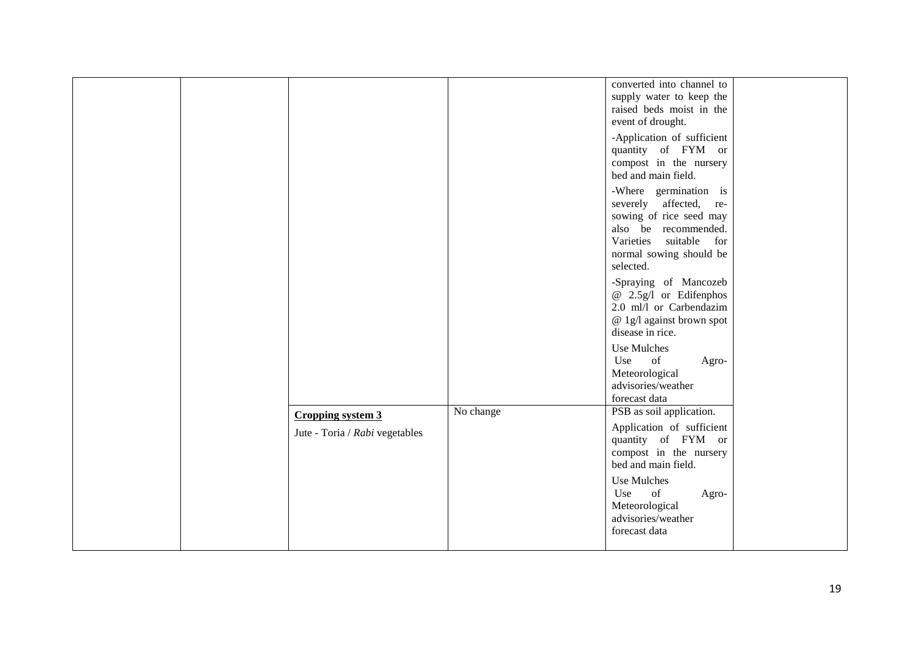| | | | | | |
|---|---|---|---|---|---|
| | | | | converted into channel to supply water to keep the raised beds moist in the event of drought.<br>-Application of sufficient quantity of FYM or compost in the nursery bed and main field.<br>-Where germination is severely affected, re-sowing of rice seed may also be recommended. Varieties suitable for normal sowing should be selected.<br>-Spraying of Mancozeb @ 2.5g/l or Edifenphos 2.0 ml/l or Carbendazim @ 1g/l against brown spot disease in rice.<br>Use Mulches<br>Use of Agro-Meteorological advisories/weather forecast data | |
| | | **Cropping system 3**<br>Jute - Toria / *Rabi* vegetables | No change | PSB as soil application.<br>Application of sufficient quantity of FYM or compost in the nursery bed and main field.<br>Use Mulches<br>Use of Agro-Meteorological advisories/weather forecast data | |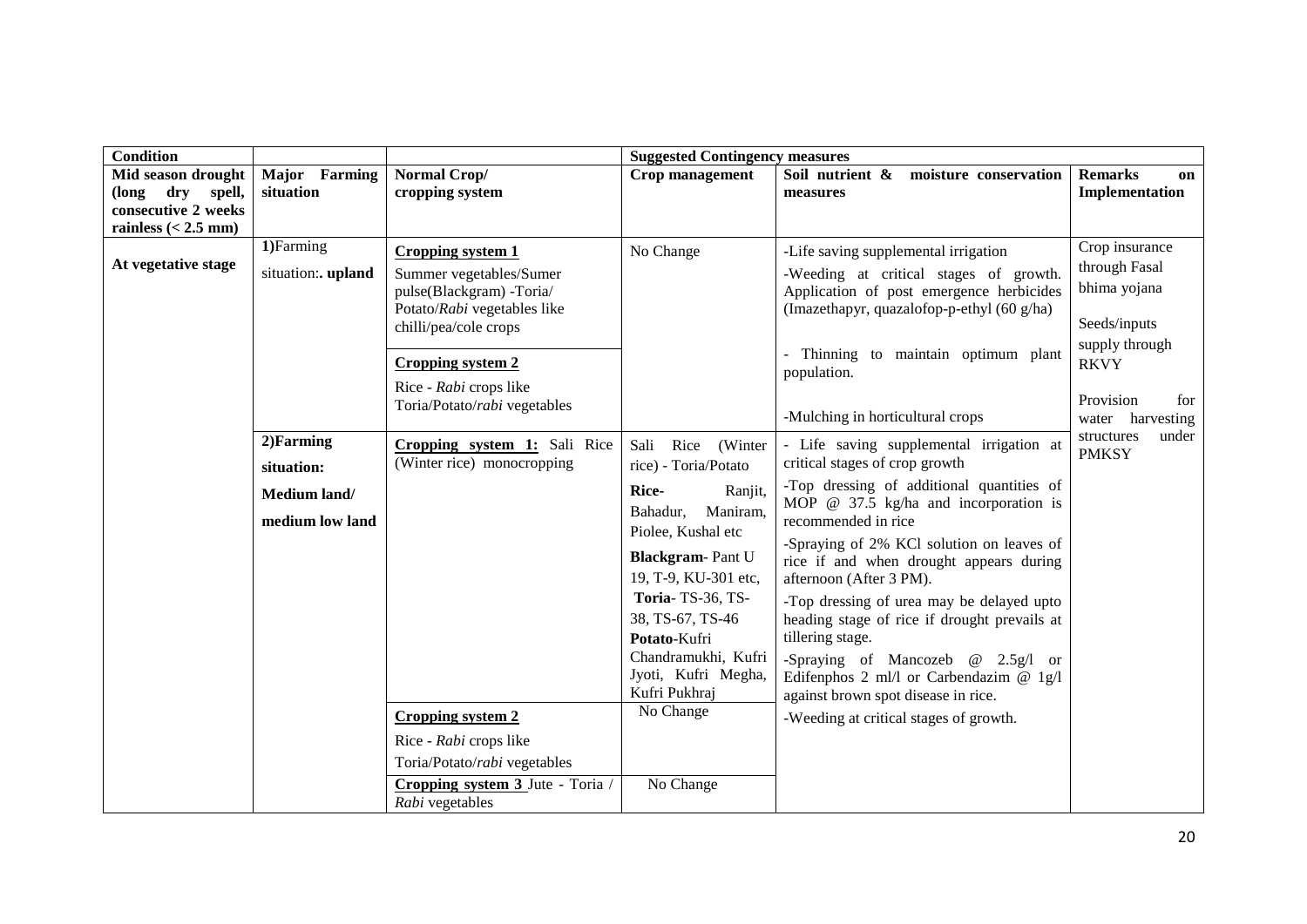| Condition | | | Suggested Contingency measures | | |
|---|---|---|---|---|---|
| Mid season drought (long dry spell, consecutive 2 weeks rainless (< 2.5 mm) | Major Farming situation | Normal Crop/ cropping system | Crop management | Soil nutrient & moisture conservation measures | Remarks on Implementation |
| At vegetative stage | 1)Farming situation:. upland | **Cropping system 1**<br>Summer vegetables/Sumer pulse(Blackgram) -Toria/ Potato/*Rabi* vegetables like chilli/pea/cole crops | No Change | -Life saving supplemental irrigation<br>-Weeding at critical stages of growth. Application of post emergence herbicides (Imazethapyr, quazalofop-p-ethyl (60 g/ha)<br>- Thinning to maintain optimum plant population.<br>-Mulching in horticultural crops | Crop insurance through Fasal bhima yojana<br>Seeds/inputs supply through RKVY<br>Provision for water harvesting structures under PMKSY |
| | | **Cropping system 2**<br>Rice - *Rabi* crops like Toria/Potato/*rabi* vegetables | | | |
| | 2)Farming situation: Medium land/ medium low land | **Cropping system 1:** Sali Rice (Winter rice) monocropping | Sali Rice (Winter rice) - Toria/Potato<br>**Rice-** Ranjit, Bahadur, Maniram, Piolee, Kushal etc<br>**Blackgram**- Pant U 19, T-9, KU-301 etc,<br>**Toria**- TS-36, TS-38, TS-67, TS-46<br>**Potato**-Kufri Chandramukhi, Kufri Jyoti, Kufri Megha, Kufri Pukhraj | - Life saving supplemental irrigation at critical stages of crop growth<br>-Top dressing of additional quantities of MOP @ 37.5 kg/ha and incorporation is recommended in rice<br>-Spraying of 2% KCl solution on leaves of rice if and when drought appears during afternoon (After 3 PM).<br>-Top dressing of urea may be delayed upto heading stage of rice if drought prevails at tillering stage.<br>-Spraying of Mancozeb @ 2.5g/l or Edifenphos 2 ml/l or Carbendazim @ 1g/l against brown spot disease in rice.<br>-Weeding at critical stages of growth. | |
| | | **Cropping system 2**<br>Rice - *Rabi* crops like Toria/Potato/*rabi* vegetables | No Change | | |
| | | **Cropping system 3** Jute - Toria / *Rabi* vegetables | No Change | | |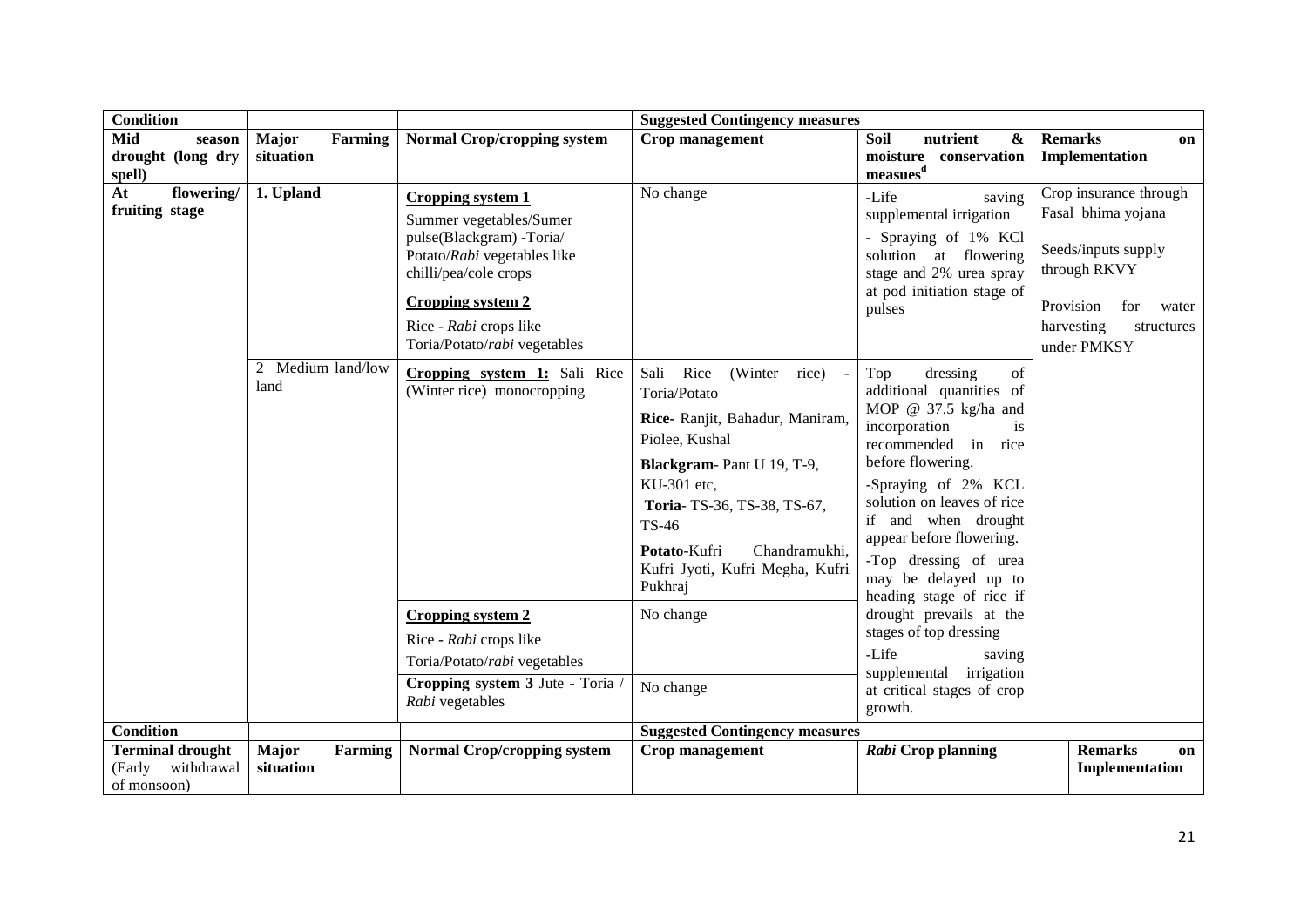| Condition | | | Suggested Contingency measures | | |
|---|---|---|---|---|---|
| Mid season drought (long dry spell) | Major Farming situation | Normal Crop/cropping system | Crop management | Soil nutrient & moisture conservation measues[d] | Remarks on Implementation |
| At flowering/ fruiting stage | 1. Upland | **Cropping system 1**<br>Summer vegetables/Sumer pulse(Blackgram) -Toria/ Potato/*Rabi* vegetables like chilli/pea/cole crops | No change | -Life saving supplemental irrigation<br>- Spraying of 1% KCl solution at flowering stage and 2% urea spray at pod initiation stage of pulses | Crop insurance through Fasal bhima yojana<br>Seeds/inputs supply through RKVY<br>Provision for water harvesting structures under PMKSY |
| | | **Cropping system 2**<br>Rice - *Rabi* crops like Toria/Potato/*rabi* vegetables | | | |
| | 2 Medium land/low land | **Cropping system 1:** Sali Rice (Winter rice) monocropping | Sali Rice (Winter rice) - Toria/Potato<br>**Rice-** Ranjit, Bahadur, Maniram, Piolee, Kushal<br>**Blackgram**- Pant U 19, T-9, KU-301 etc,<br>**Toria**- TS-36, TS-38, TS-67, TS-46<br>**Potato**-Kufri Chandramukhi, Kufri Jyoti, Kufri Megha, Kufri Pukhraj | Top dressing of additional quantities of MOP @ 37.5 kg/ha and incorporation is recommended in rice before flowering.<br>-Spraying of 2% KCL solution on leaves of rice if and when drought appear before flowering.<br>-Top dressing of urea may be delayed up to heading stage of rice if drought prevails at the stages of top dressing<br>-Life saving supplemental irrigation at critical stages of crop growth. | |
| | | **Cropping system 2**<br>Rice - *Rabi* crops like Toria/Potato/*rabi* vegetables | No change | | |
| | | **Cropping system 3** Jute - Toria / *Rabi* vegetables | No change | | |

| Condition | | | Suggested Contingency measures | | |
|---|---|---|---|---|---|
| Terminal drought (Early withdrawal of monsoon) | Major Farming situation | Normal Crop/cropping system | Crop management | *Rabi* Crop planning | Remarks on Implementation |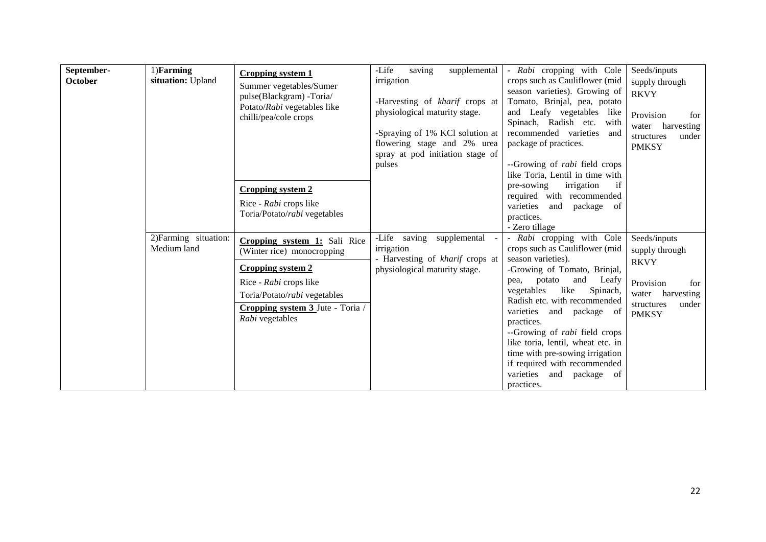| **September-October** | 1)**Farming situation:** Upland | **Cropping system 1**<br>Summer vegetables/Sumer pulse(Blackgram) -Toria/ Potato/*Rabi* vegetables like chilli/pea/cole crops | -Life saving supplemental irrigation<br><br>-Harvesting of *kharif* crops at physiological maturity stage.<br><br>-Spraying of 1% KCl solution at flowering stage and 2% urea spray at pod initiation stage of pulses | - *Rabi* cropping with Cole crops such as Cauliflower (mid season varieties). Growing of Tomato, Brinjal, pea, potato and Leafy vegetables like Spinach, Radish etc. with recommended varieties and package of practices.<br><br>--Growing of *rabi* field crops like Toria, Lentil in time with pre-sowing irrigation if required with recommended varieties and package of practices.<br>- Zero tillage | Seeds/inputs supply through RKVY<br><br>Provision for water harvesting structures under PMKSY |
|---|---|---|---|---|---|
| | | **Cropping system 2**<br>Rice - *Rabi* crops like Toria/Potato/*rabi* vegetables | | | |
| | 2)Farming situation: Medium land | **Cropping system 1:** Sali Rice (Winter rice) monocropping<br><br>**Cropping system 2**<br>Rice - *Rabi* crops like Toria/Potato/*rabi* vegetables<br><br>**Cropping system 3** Jute - Toria / *Rabi* vegetables | -Life saving supplemental irrigation<br>- Harvesting of *kharif* crops at physiological maturity stage. | - *Rabi* cropping with Cole crops such as Cauliflower (mid season varieties).<br>-Growing of Tomato, Brinjal, pea, potato and Leafy vegetables like Spinach, Radish etc. with recommended varieties and package of practices.<br>--Growing of *rabi* field crops like toria, lentil, wheat etc. in time with pre-sowing irrigation if required with recommended varieties and package of practices. | Seeds/inputs supply through RKVY<br><br>Provision for water harvesting structures under PMKSY |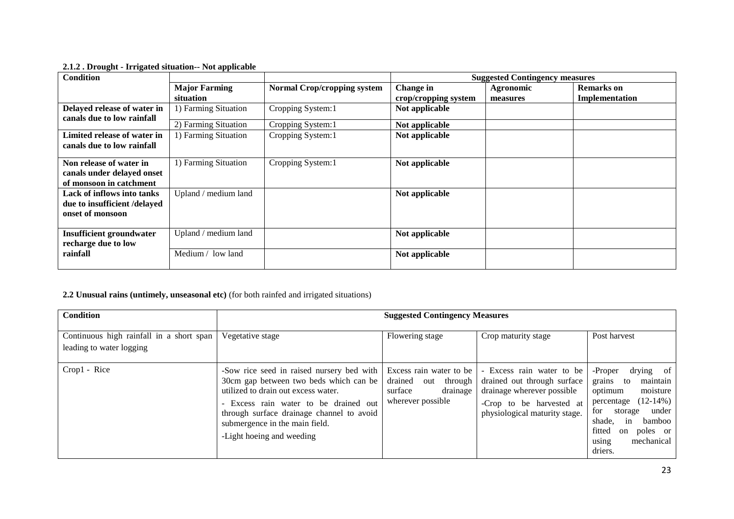**2.1.2 . Drought - Irrigated situation-- Not applicable**

| Condition | | | Suggested Contingency measures | | |
|---|---|---|---|---|---|
| | Major Farming situation | Normal Crop/cropping system | Change in crop/cropping system | Agronomic measures | Remarks on Implementation |
| Delayed release of water in canals due to low rainfall | 1) Farming Situation | Cropping System:1 | Not applicable | | |
| | 2) Farming Situation | Cropping System:1 | Not applicable | | |
| Limited release of water in canals due to low rainfall | 1) Farming Situation | Cropping System:1 | Not applicable | | |
| Non release of water in canals under delayed onset of monsoon in catchment | 1) Farming Situation | Cropping System:1 | Not applicable | | |
| Lack of inflows into tanks due to insufficient /delayed onset of monsoon | Upland / medium land | | Not applicable | | |
| Insufficient groundwater recharge due to low rainfall | Upland / medium land | | Not applicable | | |
| | Medium / low land | | Not applicable | | |

**2.2 Unusual rains (untimely, unseasonal etc)** (for both rainfed and irrigated situations)

| Condition | Suggested Contingency Measures | | | |
|---|---|---|---|---|
| Continuous high rainfall in a short span leading to water logging | Vegetative stage | Flowering stage | Crop maturity stage | Post harvest |
| Crop1 - Rice | -Sow rice seed in raised nursery bed with 30cm gap between two beds which can be utilized to drain out excess water.<br>- Excess rain water to be drained out through surface drainage channel to avoid submergence in the main field.<br>-Light hoeing and weeding | Excess rain water to be drained out through surface drainage wherever possible | - Excess rain water to be drained out through surface drainage wherever possible<br>-Crop to be harvested at physiological maturity stage. | -Proper drying of grains to maintain optimum moisture percentage (12-14%) for storage under shade, in bamboo fitted on poles or using mechanical driers. |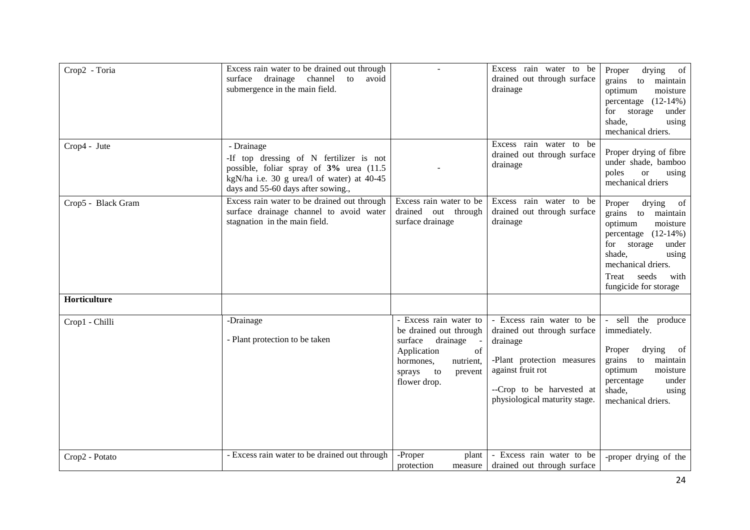| Crop2 - Toria | Excess rain water to be drained out through surface drainage channel to avoid submergence in the main field. | - | Excess rain water to be drained out through surface drainage | Proper drying of grains to maintain optimum moisture percentage (12-14%) for storage under shade, using mechanical driers. |
|---|---|---|---|---|
| Crop4 - Jute | - Drainage<br>-If top dressing of N fertilizer is not possible, foliar spray of **3%** urea (11.5 kgN/ha i.e. 30 g urea/l of water) at 40-45 days and 55-60 days after sowing., | - | Excess rain water to be drained out through surface drainage | Proper drying of fibre under shade, bamboo poles or using mechanical driers |
| Crop5 - Black Gram | Excess rain water to be drained out through surface drainage channel to avoid water stagnation in the main field. | Excess rain water to be drained out through surface drainage | Excess rain water to be drained out through surface drainage | Proper drying of grains to maintain optimum moisture percentage (12-14%) for storage under shade, using mechanical driers.<br>Treat seeds with fungicide for storage |
| **Horticulture** | | | | |
| Crop1 - Chilli | -Drainage<br>- Plant protection to be taken | - Excess rain water to be drained out through surface drainage - Application of hormones, nutrient, sprays to prevent flower drop. | - Excess rain water to be drained out through surface drainage<br>-Plant protection measures against fruit rot<br>--Crop to be harvested at physiological maturity stage. | - sell the produce immediately.<br>Proper drying of grains to maintain optimum moisture percentage under shade, using mechanical driers. |
| Crop2 - Potato | - Excess rain water to be drained out through | -Proper plant protection measure | - Excess rain water to be drained out through surface | -proper drying of the |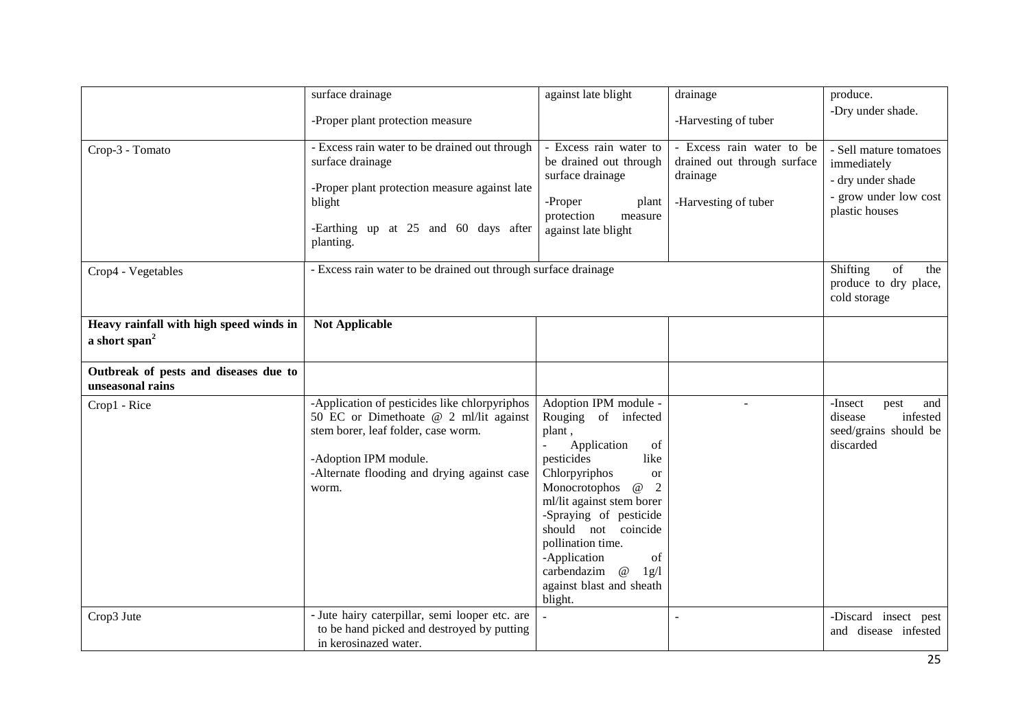|  |  |  |  |  |
|---|---|---|---|---|
|  | surface drainage<br><br>-Proper plant protection measure | against late blight | drainage<br><br>-Harvesting of tuber | produce.<br>-Dry under shade. |
| Crop-3 - Tomato | - Excess rain water to be drained out through surface drainage<br><br>-Proper plant protection measure against late blight<br><br>-Earthing up at 25 and 60 days after planting. | - Excess rain water to be drained out through surface drainage<br><br>-Proper plant protection measure against late blight | - Excess rain water to be drained out through surface drainage<br><br>-Harvesting of tuber | - Sell mature tomatoes immediately<br>- dry under shade<br>- grow under low cost plastic houses |
| Crop4 - Vegetables | - Excess rain water to be drained out through surface drainage |  |  | Shifting of the produce to dry place, cold storage |
| **Heavy rainfall with high speed winds in a short span[2]** | **Not Applicable** |  |  |  |
| **Outbreak of pests and diseases due to unseasonal rains** |  |  |  |  |
| Crop1 - Rice | -Application of pesticides like chlorpyriphos 50 EC or Dimethoate @ 2 ml/lit against stem borer, leaf folder, case worm.<br><br>-Adoption IPM module.<br>-Alternate flooding and drying against case worm. | Adoption IPM module - Rouging of infected plant ,<br>- Application of pesticides like Chlorpyriphos or Monocrotophos @ 2 ml/lit against stem borer<br>-Spraying of pesticide should not coincide pollination time.<br>-Application of carbendazim @ 1g/l against blast and sheath blight. | - | -Insect pest and disease infested seed/grains should be discarded |
| Crop3 Jute | - Jute hairy caterpillar, semi looper etc. are to be hand picked and destroyed by putting in kerosinazed water. | - | - | -Discard insect pest and disease infested |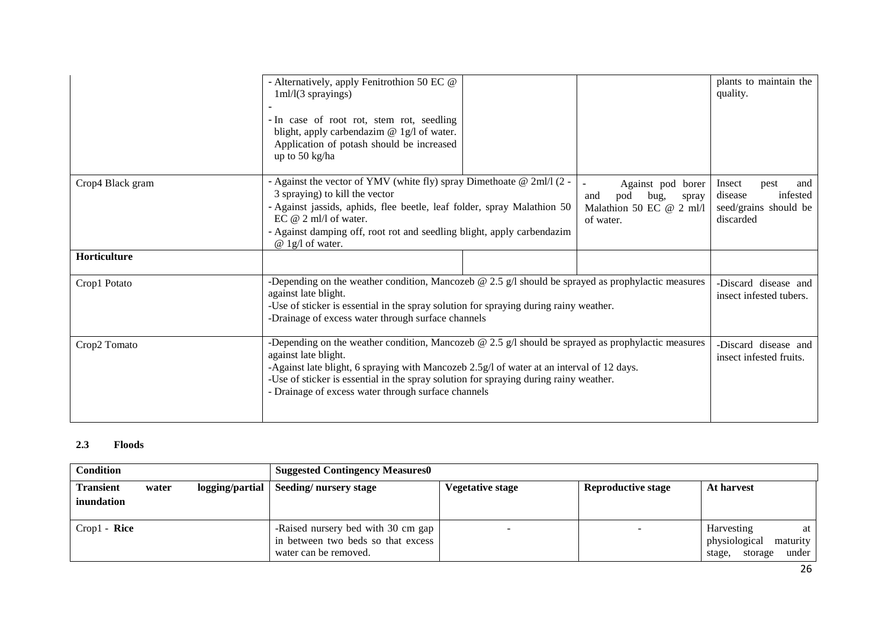|  |  |  |  |  |
|---|---|---|---|---|
|  | - Alternatively, apply Fenitrothion 50 EC @ 1ml/l(3 sprayings)<br>-<br>- In case of root rot, stem rot, seedling blight, apply carbendazim @ 1g/l of water. Application of potash should be increased up to 50 kg/ha |  |  | plants to maintain the quality. |
| Crop4 Black gram | - Against the vector of YMV (white fly) spray Dimethoate @ 2ml/l (2 - 3 spraying) to kill the vector<br>- Against jassids, aphids, flee beetle, leaf folder, spray Malathion 50 EC @ 2 ml/l of water.<br>- Against damping off, root rot and seedling blight, apply carbendazim @ 1g/l of water. |  | - Against pod borer and pod bug, spray Malathion 50 EC @ 2 ml/l of water. | Insect pest and disease infested seed/grains should be discarded |
| **Horticulture** |  |  |  |  |
| Crop1 Potato | -Depending on the weather condition, Mancozeb @ 2.5 g/l should be sprayed as prophylactic measures against late blight.<br>-Use of sticker is essential in the spray solution for spraying during rainy weather.<br>-Drainage of excess water through surface channels |  |  | -Discard disease and insect infested tubers. |
| Crop2 Tomato | -Depending on the weather condition, Mancozeb @ 2.5 g/l should be sprayed as prophylactic measures against late blight.<br>-Against late blight, 6 spraying with Mancozeb 2.5g/l of water at an interval of 12 days.<br>-Use of sticker is essential in the spray solution for spraying during rainy weather.<br>- Drainage of excess water through surface channels |  |  | -Discard disease and insect infested fruits. |

### 2.3 Floods

| **Condition** | **Suggested Contingency Measures0** |  |  |  |
|---|---|---|---|---|
| **Transient water logging/partial inundation** | **Seeding/ nursery stage** | **Vegetative stage** | **Reproductive stage** | **At harvest** |
| Crop1 - **Rice** | -Raised nursery bed with 30 cm gap in between two beds so that excess water can be removed. | - | - | Harvesting at physiological maturity stage, storage under |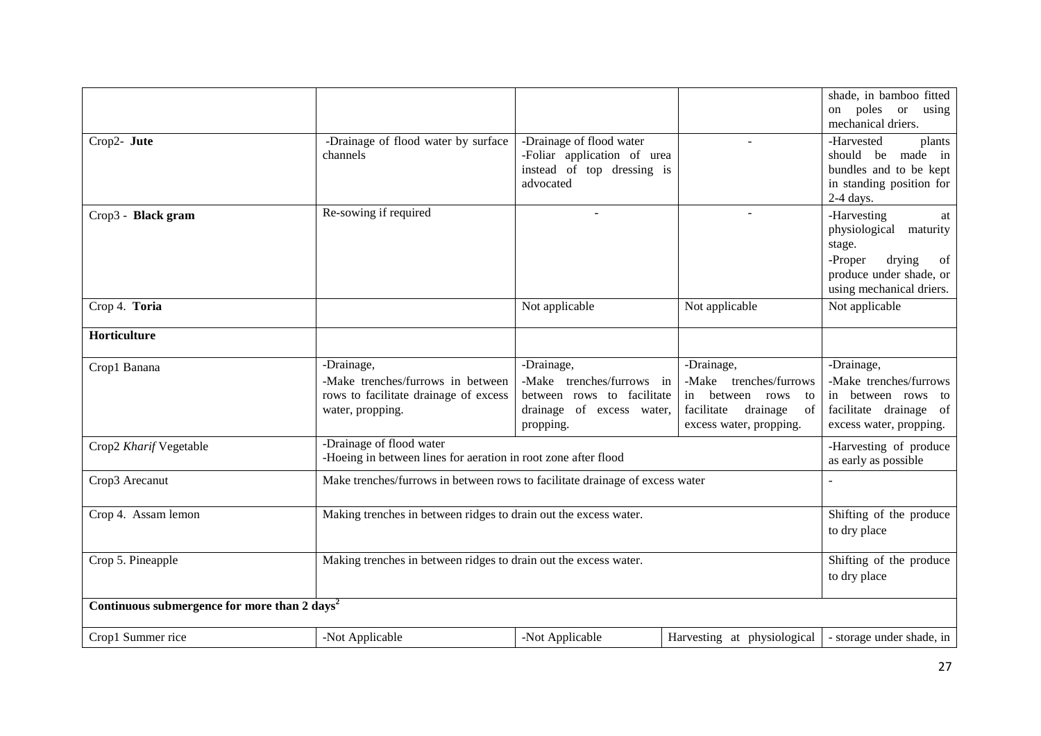| | | | | |
|---|---|---|---|---|
| | | | | shade, in bamboo fitted on poles or using mechanical driers. |
| Crop2- **Jute** | -Drainage of flood water by surface channels | -Drainage of flood water<br>-Foliar application of urea instead of top dressing is advocated | - | -Harvested plants should be made in bundles and to be kept in standing position for 2-4 days. |
| Crop3 - **Black gram** | Re-sowing if required | - | - | -Harvesting at physiological maturity stage.<br>-Proper drying of produce under shade, or using mechanical driers. |
| Crop 4. **Toria** | | Not applicable | Not applicable | Not applicable |
| **Horticulture** | | | | |
| Crop1 Banana | -Drainage,<br>-Make trenches/furrows in between rows to facilitate drainage of excess water, propping. | -Drainage,<br>-Make trenches/furrows in between rows to facilitate drainage of excess water, propping. | -Drainage,<br>-Make trenches/furrows in between rows to facilitate drainage of excess water, propping. | -Drainage,<br>-Make trenches/furrows in between rows to facilitate drainage of excess water, propping. |
| Crop2 *Kharif* Vegetable | -Drainage of flood water<br>-Hoeing in between lines for aeration in root zone after flood | | | -Harvesting of produce as early as possible |
| Crop3 Arecanut | Make trenches/furrows in between rows to facilitate drainage of excess water | | | - |
| Crop 4. Assam lemon | Making trenches in between ridges to drain out the excess water. | | | Shifting of the produce to dry place |
| Crop 5. Pineapple | Making trenches in between ridges to drain out the excess water. | | | Shifting of the produce to dry place |
| **Continuous submergence for more than 2 days**[2] | | | | |
| Crop1 Summer rice | -Not Applicable | -Not Applicable | Harvesting at physiological | - storage under shade, in |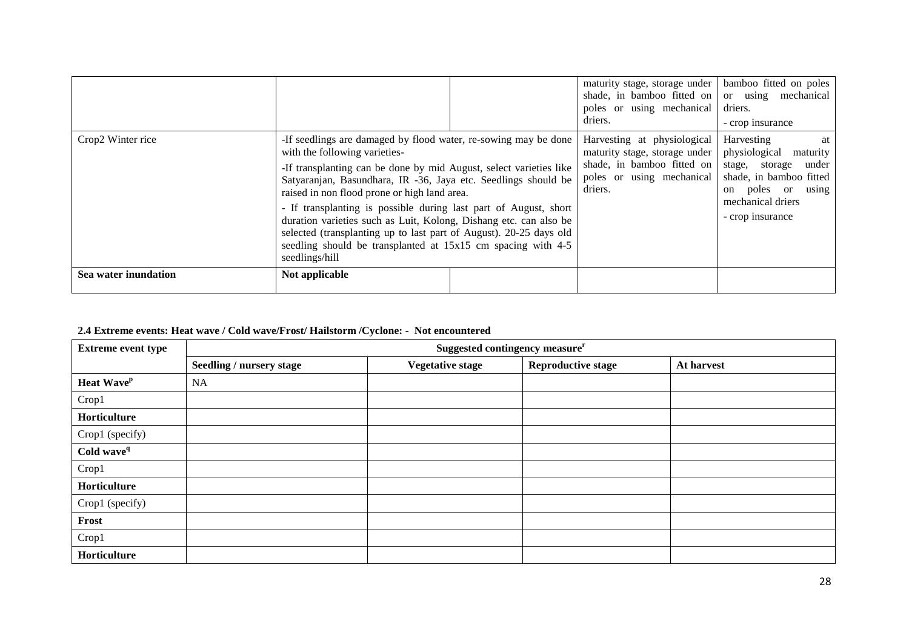| | | | | |
|---|---|---|---|---|
| | | | maturity stage, storage under shade, in bamboo fitted on poles or using mechanical driers. | bamboo fitted on poles or using mechanical driers.<br>- crop insurance |
| Crop2 Winter rice | -If seedlings are damaged by flood water, re-sowing may be done with the following varieties-<br>-If transplanting can be done by mid August, select varieties like Satyaranjan, Basundhara, IR -36, Jaya etc. Seedlings should be raised in non flood prone or high land area.<br>- If transplanting is possible during last part of August, short duration varieties such as Luit, Kolong, Dishang etc. can also be selected (transplanting up to last part of August). 20-25 days old seedling should be transplanted at 15x15 cm spacing with 4-5 seedlings/hill | | Harvesting at physiological maturity stage, storage under shade, in bamboo fitted on poles or using mechanical driers. | Harvesting at physiological maturity stage, storage under shade, in bamboo fitted on poles or using mechanical driers<br>- crop insurance |
| **Sea water inundation** | **Not applicable** | | | |

**2.4 Extreme events: Heat wave / Cold wave/Frost/ Hailstorm /Cyclone: - Not encountered**

| Extreme event type | Suggested contingency measure[r] | | | |
|---|---|---|---|---|
| | **Seedling / nursery stage** | **Vegetative stage** | **Reproductive stage** | **At harvest** |
| **Heat Wave[p]** | NA | | | |
| Crop1 | | | | |
| **Horticulture** | | | | |
| Crop1 (specify) | | | | |
| **Cold wave[q]** | | | | |
| Crop1 | | | | |
| **Horticulture** | | | | |
| Crop1 (specify) | | | | |
| **Frost** | | | | |
| Crop1 | | | | |
| **Horticulture** | | | | |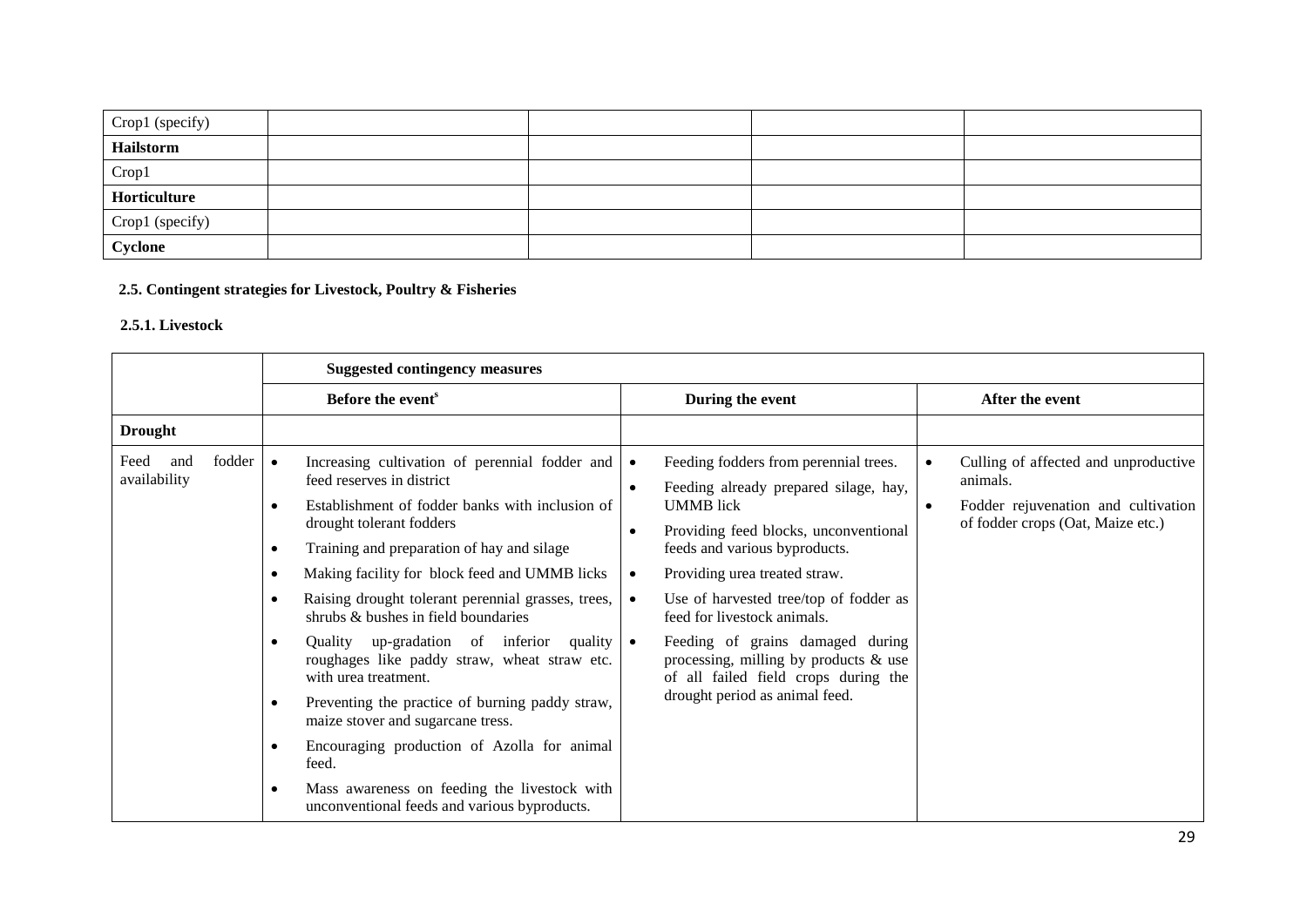| | | | | |
|---|---|---|---|---|
| Crop1 (specify) | | | | |
| **Hailstorm** | | | | |
| Crop1 | | | | |
| **Horticulture** | | | | |
| Crop1 (specify) | | | | |
| **Cyclone** | | | | |

**2.5. Contingent strategies for Livestock, Poultry & Fisheries**

**2.5.1. Livestock**

| | **Suggested contingency measures** | | |
|---|---|---|---|
| | **Before the event**[$] | **During the event** | **After the event** |
| **Drought** | | | |
| Feed and fodder availability | • Increasing cultivation of perennial fodder and feed reserves in district<br>• Establishment of fodder banks with inclusion of drought tolerant fodders<br>• Training and preparation of hay and silage<br>• Making facility for block feed and UMMB licks<br>• Raising drought tolerant perennial grasses, trees, shrubs & bushes in field boundaries<br>• Quality up-gradation of inferior quality roughages like paddy straw, wheat straw etc. with urea treatment.<br>• Preventing the practice of burning paddy straw, maize stover and sugarcane tress.<br>• Encouraging production of Azolla for animal feed.<br>• Mass awareness on feeding the livestock with unconventional feeds and various byproducts. | • Feeding fodders from perennial trees.<br>• Feeding already prepared silage, hay, UMMB lick<br>• Providing feed blocks, unconventional feeds and various byproducts.<br>• Providing urea treated straw.<br>• Use of harvested tree/top of fodder as feed for livestock animals.<br>• Feeding of grains damaged during processing, milling by products & use of all failed field crops during the drought period as animal feed. | • Culling of affected and unproductive animals.<br>• Fodder rejuvenation and cultivation of fodder crops (Oat, Maize etc.) |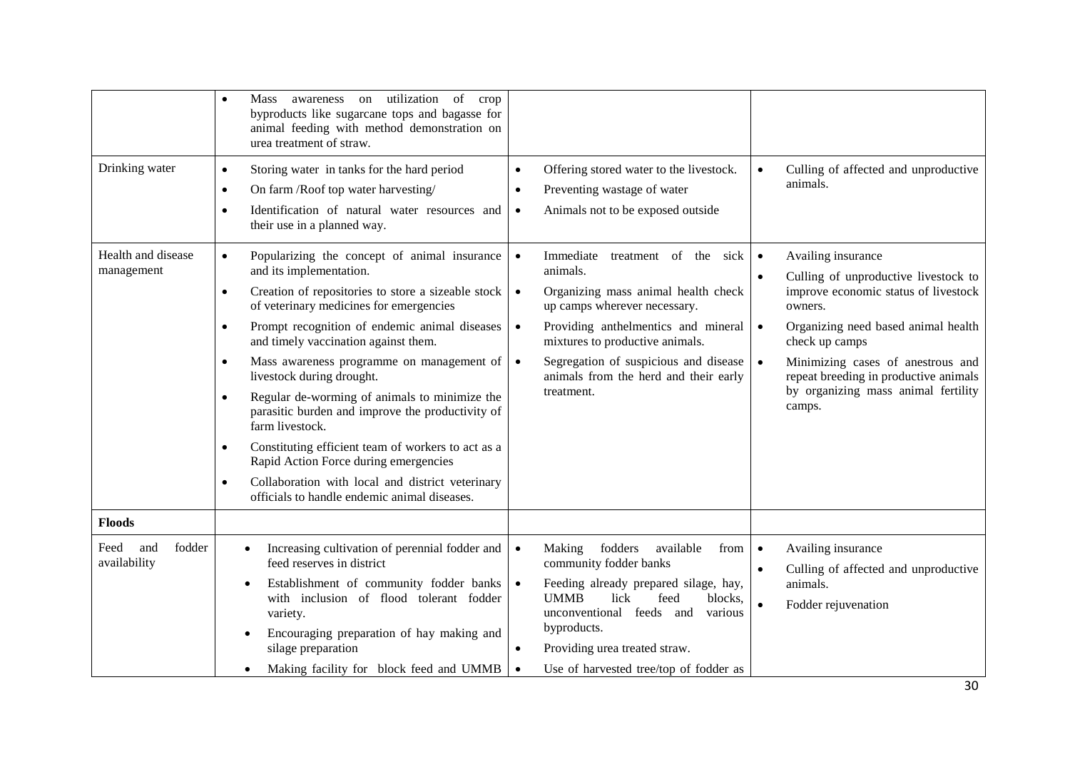| | | | |
|---|---|---|---|
| | • Mass awareness on utilization of crop byproducts like sugarcane tops and bagasse for animal feeding with method demonstration on urea treatment of straw. | | |
| Drinking water | • Storing water in tanks for the hard period<br>• On farm /Roof top water harvesting/<br>• Identification of natural water resources and their use in a planned way. | • Offering stored water to the livestock.<br>• Preventing wastage of water<br>• Animals not to be exposed outside | • Culling of affected and unproductive animals. |
| Health and disease management | • Popularizing the concept of animal insurance and its implementation.<br>• Creation of repositories to store a sizeable stock of veterinary medicines for emergencies<br>• Prompt recognition of endemic animal diseases and timely vaccination against them.<br>• Mass awareness programme on management of livestock during drought.<br>• Regular de-worming of animals to minimize the parasitic burden and improve the productivity of farm livestock.<br>• Constituting efficient team of workers to act as a Rapid Action Force during emergencies<br>• Collaboration with local and district veterinary officials to handle endemic animal diseases. | • Immediate treatment of the sick animals.<br>• Organizing mass animal health check up camps wherever necessary.<br>• Providing anthelmentics and mineral mixtures to productive animals.<br>• Segregation of suspicious and disease animals from the herd and their early treatment. | • Availing insurance<br>• Culling of unproductive livestock to improve economic status of livestock owners.<br>• Organizing need based animal health check up camps<br>• Minimizing cases of anestrous and repeat breeding in productive animals by organizing mass animal fertility camps. |
| **Floods** | | | |
| Feed and fodder availability | • Increasing cultivation of perennial fodder and feed reserves in district<br>• Establishment of community fodder banks with inclusion of flood tolerant fodder variety.<br>• Encouraging preparation of hay making and silage preparation<br>• Making facility for block feed and UMMB | • Making fodders available from community fodder banks<br>• Feeding already prepared silage, hay, UMMB lick feed blocks, unconventional feeds and various byproducts.<br>• Providing urea treated straw.<br>• Use of harvested tree/top of fodder as | • Availing insurance<br>• Culling of affected and unproductive animals.<br>• Fodder rejuvenation |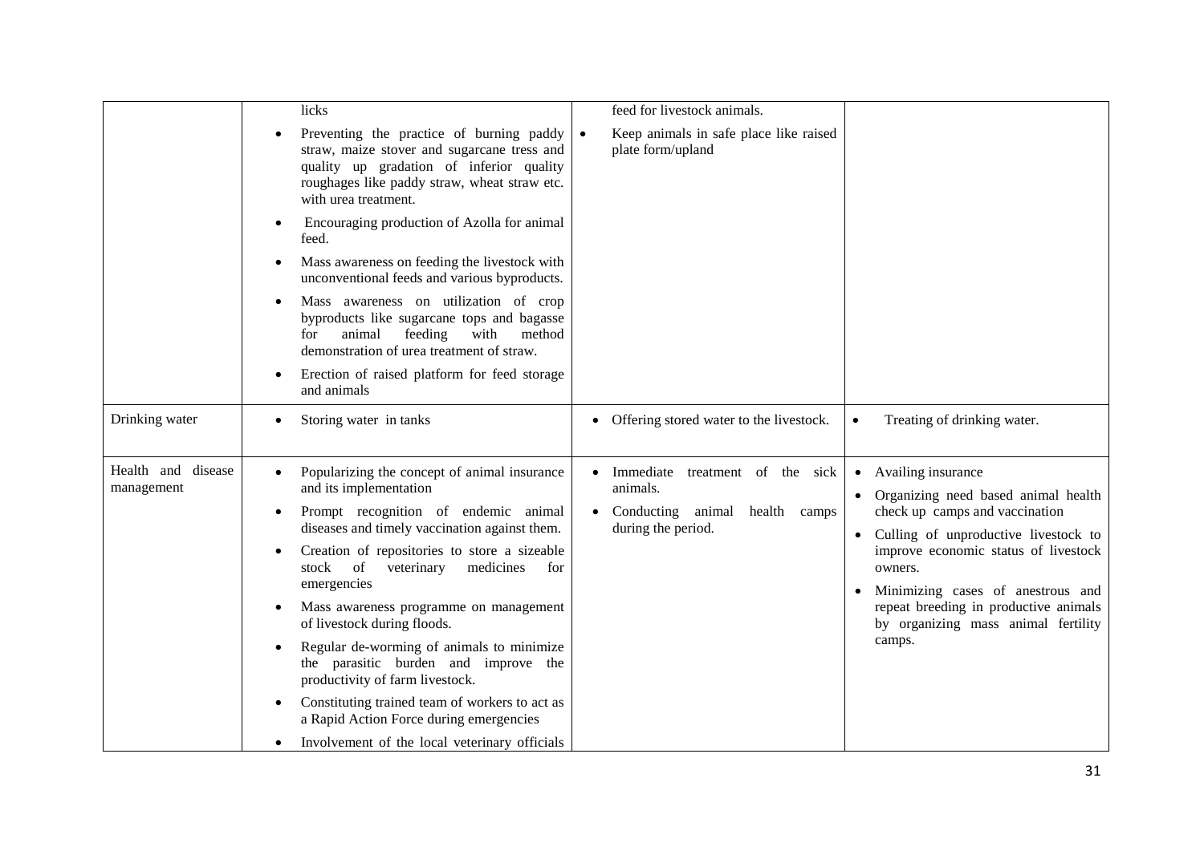| | | | |
|---|---|---|---|
| | licks<br>• Preventing the practice of burning paddy straw, maize stover and sugarcane tress and quality up gradation of inferior quality roughages like paddy straw, wheat straw etc. with urea treatment.<br>• Encouraging production of Azolla for animal feed.<br>• Mass awareness on feeding the livestock with unconventional feeds and various byproducts.<br>• Mass awareness on utilization of crop byproducts like sugarcane tops and bagasse for animal feeding with method demonstration of urea treatment of straw.<br>• Erection of raised platform for feed storage and animals | feed for livestock animals.<br>• Keep animals in safe place like raised plate form/upland | |
| Drinking water | • Storing water in tanks | • Offering stored water to the livestock. | • Treating of drinking water. |
| Health and disease management | • Popularizing the concept of animal insurance and its implementation<br>• Prompt recognition of endemic animal diseases and timely vaccination against them.<br>• Creation of repositories to store a sizeable stock of veterinary medicines for emergencies<br>• Mass awareness programme on management of livestock during floods.<br>• Regular de-worming of animals to minimize the parasitic burden and improve the productivity of farm livestock.<br>• Constituting trained team of workers to act as a Rapid Action Force during emergencies<br>• Involvement of the local veterinary officials | • Immediate treatment of the sick animals.<br>• Conducting animal health camps during the period. | • Availing insurance<br>• Organizing need based animal health check up camps and vaccination<br>• Culling of unproductive livestock to improve economic status of livestock owners.<br>• Minimizing cases of anestrous and repeat breeding in productive animals by organizing mass animal fertility camps. |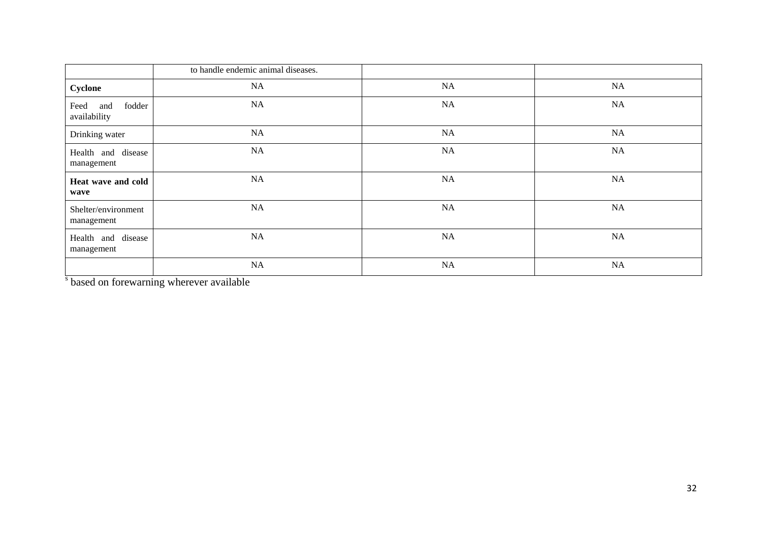|  | to handle endemic animal diseases. |  |  |
|---|---|---|---|
| **Cyclone** | NA | NA | NA |
| Feed and fodder availability | NA | NA | NA |
| Drinking water | NA | NA | NA |
| Health and disease management | NA | NA | NA |
| **Heat wave and cold wave** | NA | NA | NA |
| Shelter/environment management | NA | NA | NA |
| Health and disease management | NA | NA | NA |
|  | NA | NA | NA |

[s] based on forewarning wherever available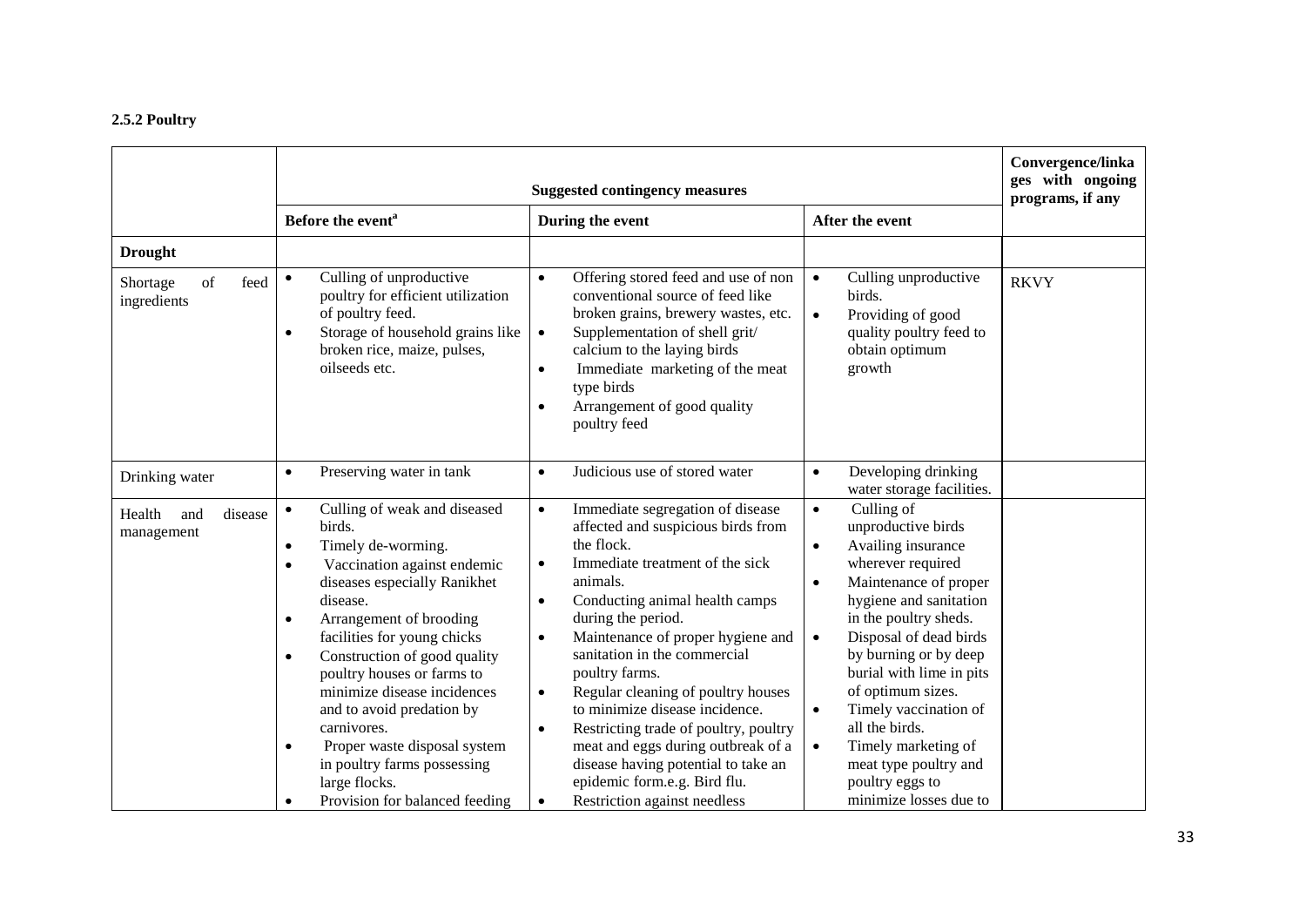### 2.5.2 Poultry

| | Suggested contingency measures | | | Convergence/linkages with ongoing programs, if any |
|---|---|---|---|---|
| | Before the event[a] | During the event | After the event | |
| **Drought** | | | | |
| Shortage of feed ingredients | • Culling of unproductive poultry for efficient utilization of poultry feed.<br>• Storage of household grains like broken rice, maize, pulses, oilseeds etc. | • Offering stored feed and use of non conventional source of feed like broken grains, brewery wastes, etc.<br>• Supplementation of shell grit/ calcium to the laying birds<br>• Immediate marketing of the meat type birds<br>• Arrangement of good quality poultry feed | • Culling unproductive birds.<br>• Providing of good quality poultry feed to obtain optimum growth | RKVY |
| Drinking water | • Preserving water in tank | • Judicious use of stored water | • Developing drinking water storage facilities. | |
| Health and disease management | • Culling of weak and diseased birds.<br>• Timely de-worming.<br>• Vaccination against endemic diseases especially Ranikhet disease.<br>• Arrangement of brooding facilities for young chicks<br>• Construction of good quality poultry houses or farms to minimize disease incidences and to avoid predation by carnivores.<br>• Proper waste disposal system in poultry farms possessing large flocks.<br>• Provision for balanced feeding | • Immediate segregation of disease affected and suspicious birds from the flock.<br>• Immediate treatment of the sick animals.<br>• Conducting animal health camps during the period.<br>• Maintenance of proper hygiene and sanitation in the commercial poultry farms.<br>• Regular cleaning of poultry houses to minimize disease incidence.<br>• Restricting trade of poultry, poultry meat and eggs during outbreak of a disease having potential to take an epidemic form.e.g. Bird flu.<br>• Restriction against needless | • Culling of unproductive birds<br>• Availing insurance wherever required<br>• Maintenance of proper hygiene and sanitation in the poultry sheds.<br>• Disposal of dead birds by burning or by deep burial with lime in pits of optimum sizes.<br>• Timely vaccination of all the birds.<br>• Timely marketing of meat type poultry and poultry eggs to minimize losses due to | |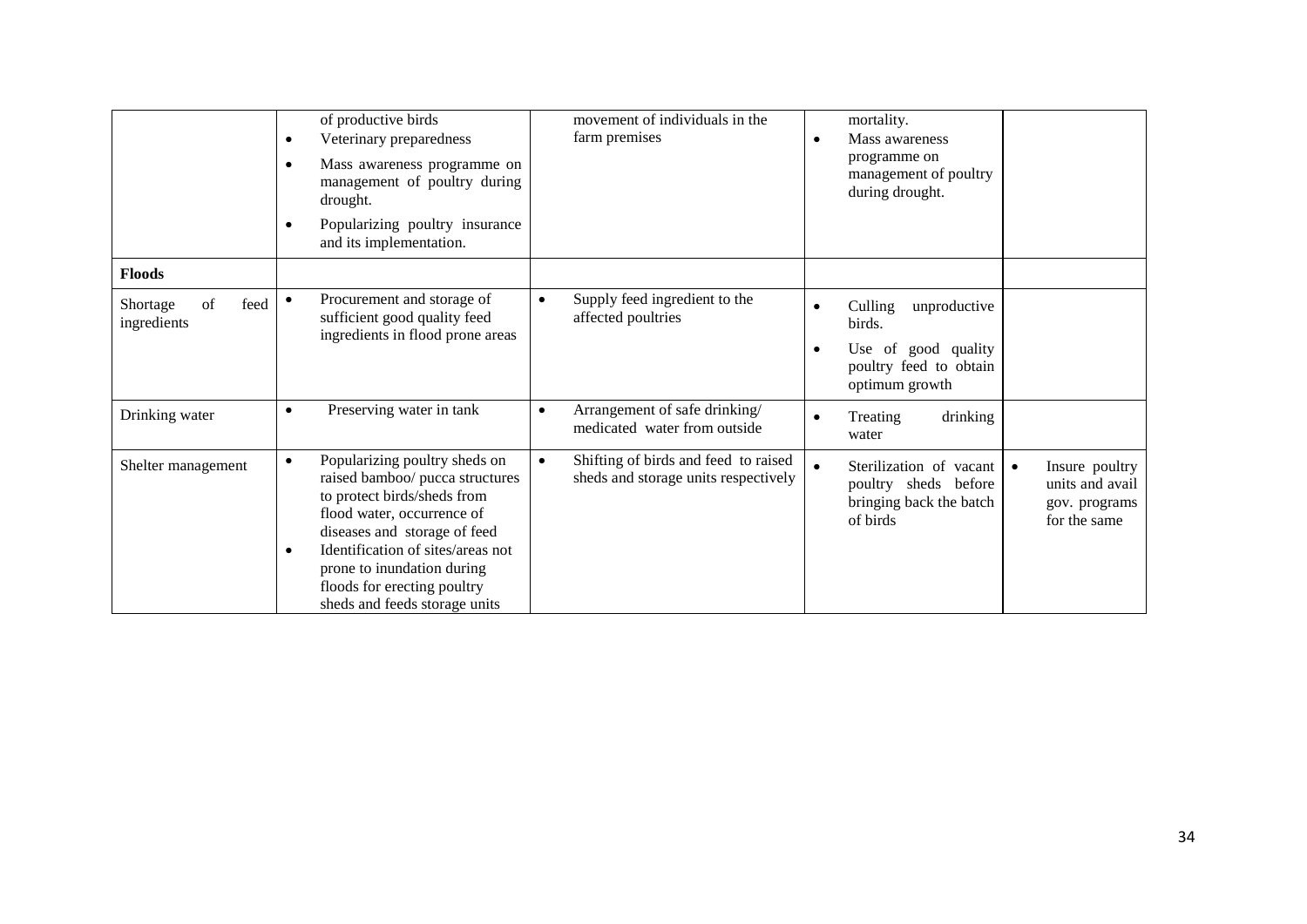| | | | | |
|---|---|---|---|---|
| | of productive birds<br>• Veterinary preparedness<br>• Mass awareness programme on management of poultry during drought.<br>• Popularizing poultry insurance and its implementation. | movement of individuals in the farm premises | mortality.<br>• Mass awareness programme on management of poultry during drought. | |
| **Floods** | | | | |
| Shortage of feed ingredients | • Procurement and storage of sufficient good quality feed ingredients in flood prone areas | • Supply feed ingredient to the affected poultries | • Culling unproductive birds.<br>• Use of good quality poultry feed to obtain optimum growth | |
| Drinking water | • Preserving water in tank | • Arrangement of safe drinking/ medicated water from outside | • Treating drinking water | |
| Shelter management | • Popularizing poultry sheds on raised bamboo/ pucca structures to protect birds/sheds from flood water, occurrence of diseases and storage of feed<br>• Identification of sites/areas not prone to inundation during floods for erecting poultry sheds and feeds storage units | • Shifting of birds and feed to raised sheds and storage units respectively | • Sterilization of vacant poultry sheds before bringing back the batch of birds | • Insure poultry units and avail gov. programs for the same |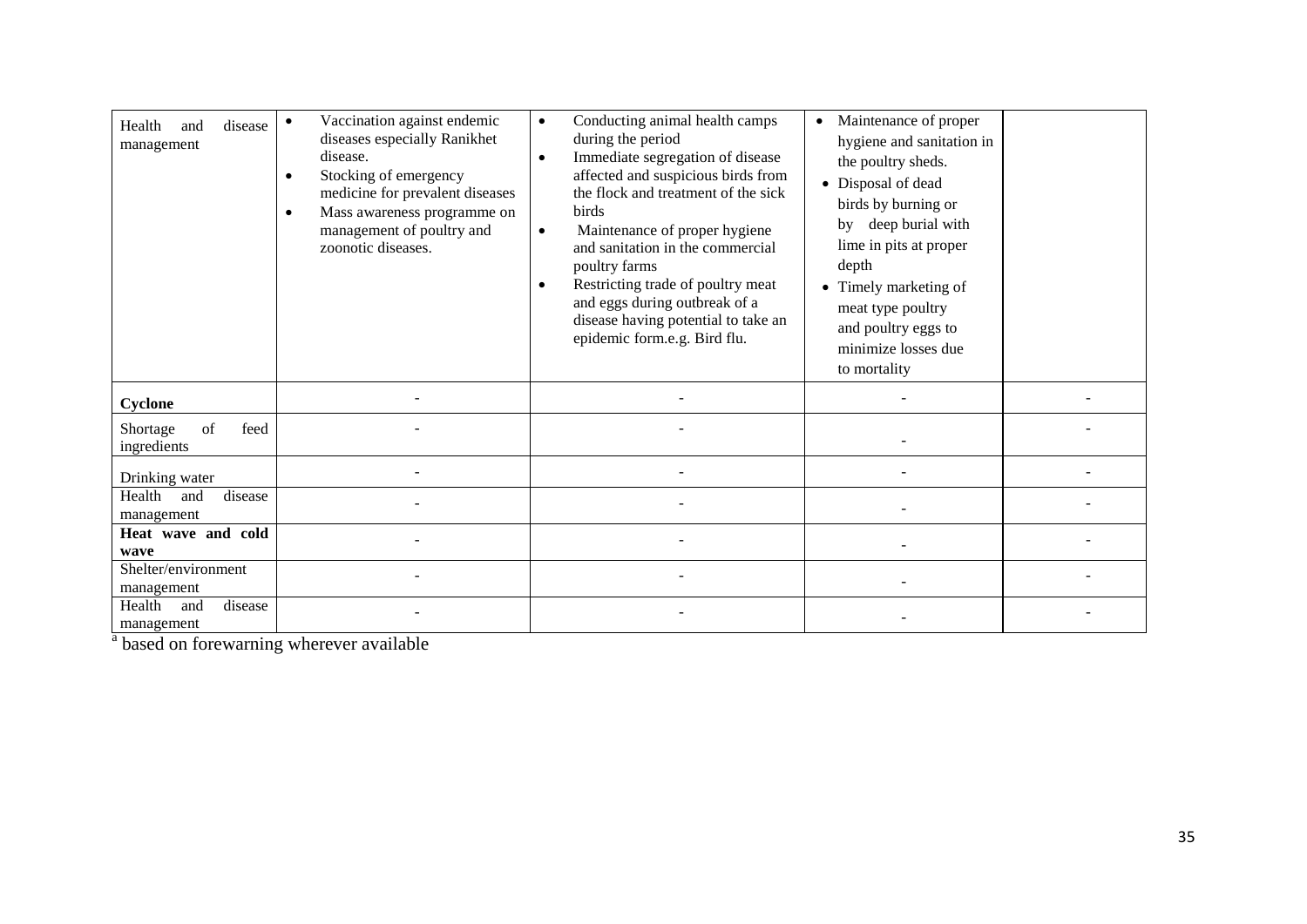| | | | | |
|---|---|---|---|---|
| Health and disease management | • Vaccination against endemic diseases especially Ranikhet disease.<br>• Stocking of emergency medicine for prevalent diseases<br>• Mass awareness programme on management of poultry and zoonotic diseases. | • Conducting animal health camps during the period<br>• Immediate segregation of disease affected and suspicious birds from the flock and treatment of the sick birds<br>• Maintenance of proper hygiene and sanitation in the commercial poultry farms<br>• Restricting trade of poultry meat and eggs during outbreak of a disease having potential to take an epidemic form.e.g. Bird flu. | • Maintenance of proper hygiene and sanitation in the poultry sheds.<br>• Disposal of dead birds by burning or by deep burial with lime in pits at proper depth<br>• Timely marketing of meat type poultry and poultry eggs to minimize losses due to mortality | |
| **Cyclone** | - | - | - | - |
| Shortage of feed ingredients | - | - | - | - |
| Drinking water | - | - | - | - |
| Health and disease management | - | - | - | - |
| **Heat wave and cold wave** | - | - | - | - |
| Shelter/environment management | - | - | - | - |
| Health and disease management | - | - | - | - |

[a] based on forewarning wherever available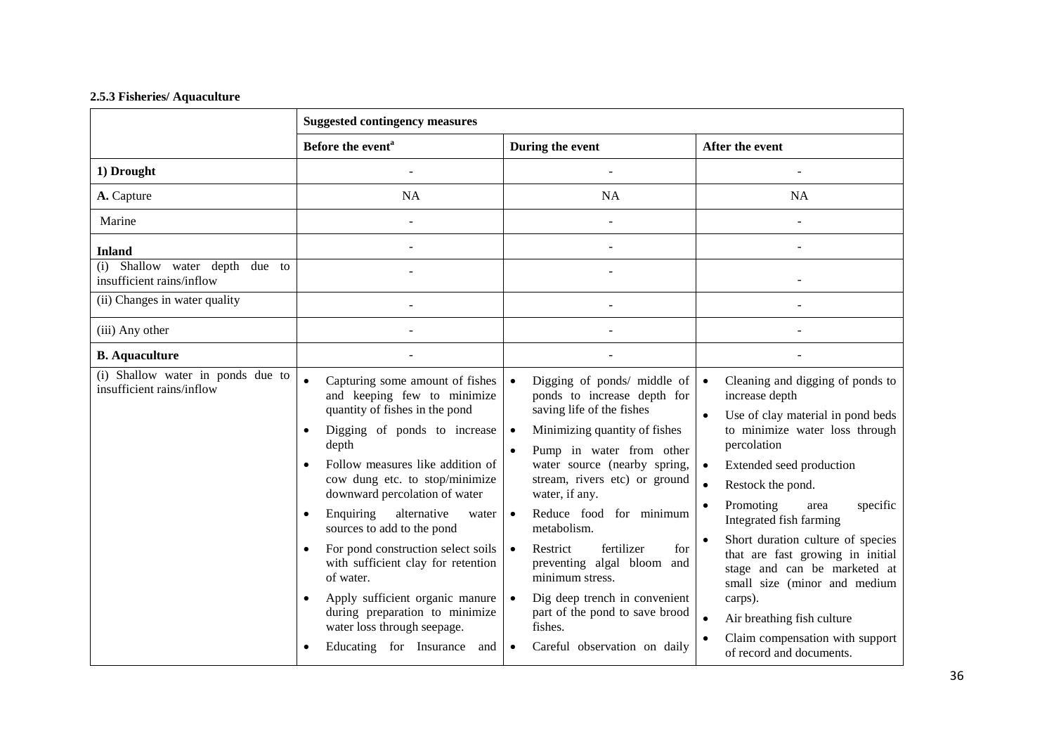### 2.5.3 Fisheries/ Aquaculture

| | Suggested contingency measures | | |
|---|---|---|---|
| | **Before the event**[a] | **During the event** | **After the event** |
| **1) Drought** | - | - | - |
| **A.** Capture | NA | NA | NA |
| Marine | - | - | - |
| **Inland** | - | - | - |
| (i) Shallow water depth due to insufficient rains/inflow | - | - | - |
| (ii) Changes in water quality | - | - | - |
| (iii) Any other | - | - | - |
| **B. Aquaculture** | - | - | - |
| (i) Shallow water in ponds due to insufficient rains/inflow | • Capturing some amount of fishes and keeping few to minimize quantity of fishes in the pond<br>• Digging of ponds to increase depth<br>• Follow measures like addition of cow dung etc. to stop/minimize downward percolation of water<br>• Enquiring alternative water sources to add to the pond<br>• For pond construction select soils with sufficient clay for retention of water.<br>• Apply sufficient organic manure during preparation to minimize water loss through seepage.<br>• Educating for Insurance and | • Digging of ponds/ middle of ponds to increase depth for saving life of the fishes<br>• Minimizing quantity of fishes<br>• Pump in water from other water source (nearby spring, stream, rivers etc) or ground water, if any.<br>• Reduce food for minimum metabolism.<br>• Restrict fertilizer for preventing algal bloom and minimum stress.<br>• Dig deep trench in convenient part of the pond to save brood fishes.<br>• Careful observation on daily | • Cleaning and digging of ponds to increase depth<br>• Use of clay material in pond beds to minimize water loss through percolation<br>• Extended seed production<br>• Restock the pond.<br>• Promoting area specific Integrated fish farming<br>• Short duration culture of species that are fast growing in initial stage and can be marketed at small size (minor and medium carps).<br>• Air breathing fish culture<br>• Claim compensation with support of record and documents. |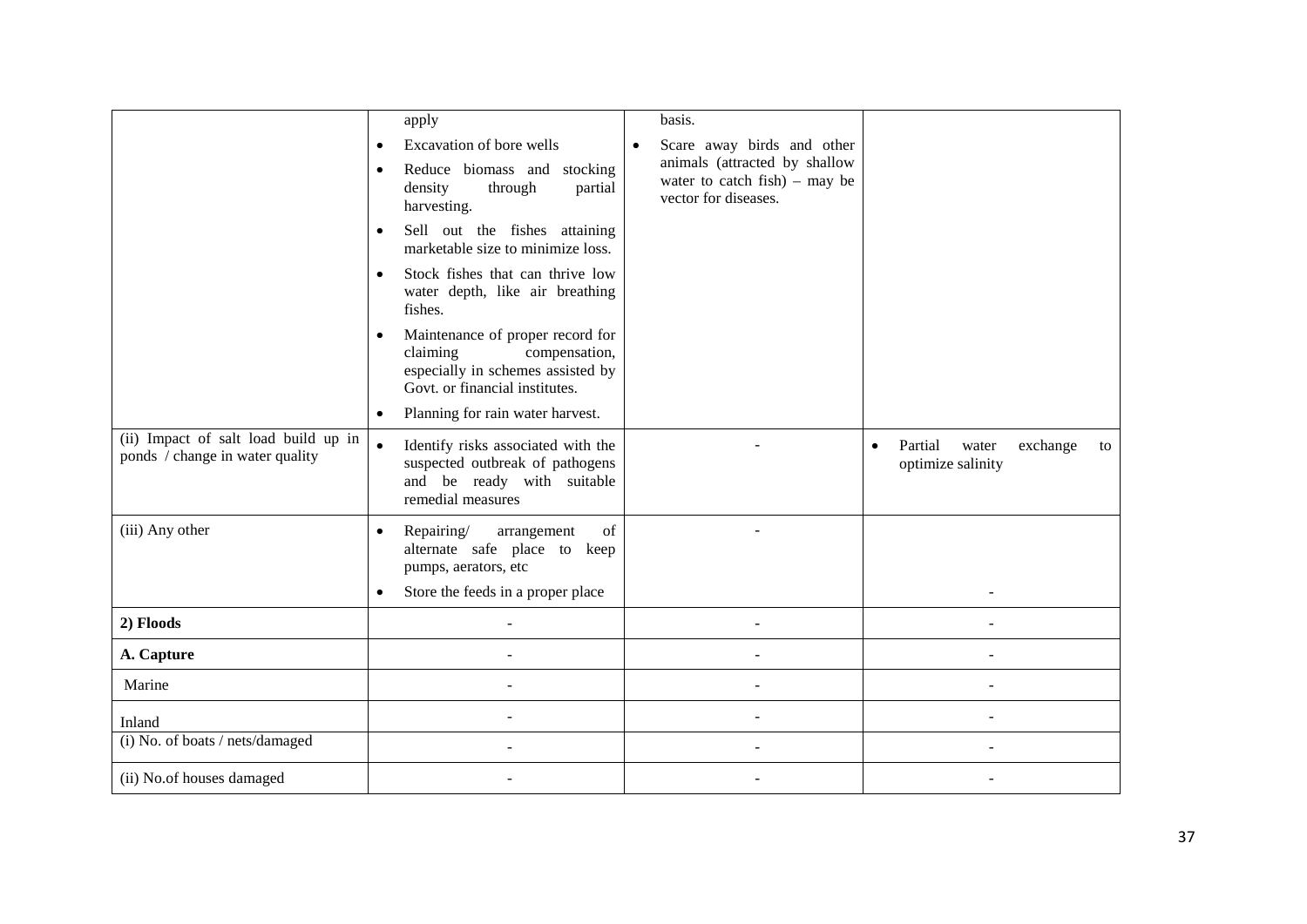| | | | |
|---|---|---|---|
| | apply<br>• Excavation of bore wells<br>• Reduce biomass and stocking density through partial harvesting.<br>• Sell out the fishes attaining marketable size to minimize loss.<br>• Stock fishes that can thrive low water depth, like air breathing fishes.<br>• Maintenance of proper record for claiming compensation, especially in schemes assisted by Govt. or financial institutes.<br>• Planning for rain water harvest. | basis.<br>• Scare away birds and other animals (attracted by shallow water to catch fish) – may be vector for diseases. | |
| (ii) Impact of salt load build up in ponds / change in water quality | • Identify risks associated with the suspected outbreak of pathogens and be ready with suitable remedial measures | - | • Partial water exchange to optimize salinity |
| (iii) Any other | • Repairing/ arrangement of alternate safe place to keep pumps, aerators, etc<br>• Store the feeds in a proper place | - | - |
| **2) Floods** | - | - | - |
| **A. Capture** | - | - | - |
| Marine | - | - | - |
| Inland | - | - | - |
| (i) No. of boats / nets/damaged | - | - | - |
| (ii) No.of houses damaged | - | - | - |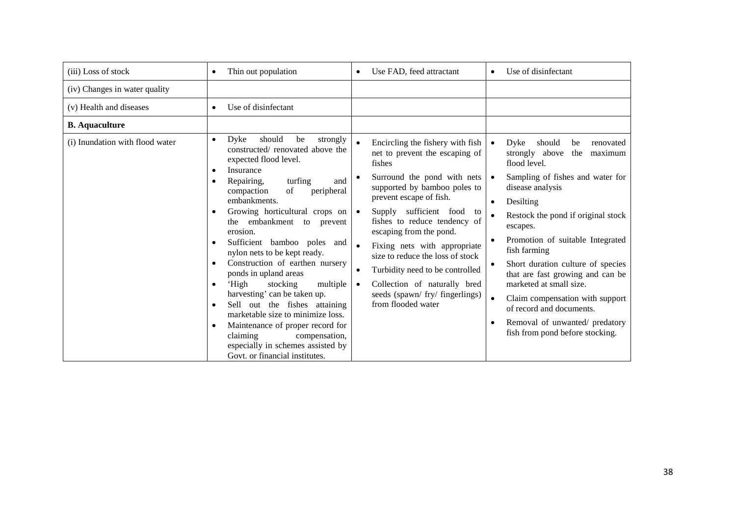| | | | |
|---|---|---|---|
| (iii) Loss of stock | • Thin out population | • Use FAD, feed attractant | • Use of disinfectant |
| (iv) Changes in water quality | | | |
| (v) Health and diseases | • Use of disinfectant | | |
| **B. Aquaculture** | | | |
| (i) Inundation with flood water | • Dyke should be strongly constructed/ renovated above the expected flood level.<br>• Insurance<br>• Repairing, turfing and compaction of peripheral embankments.<br>• Growing horticultural crops on the embankment to prevent erosion.<br>• Sufficient bamboo poles and nylon nets to be kept ready.<br>• Construction of earthen nursery ponds in upland areas<br>• 'High stocking multiple harvesting' can be taken up.<br>• Sell out the fishes attaining marketable size to minimize loss.<br>• Maintenance of proper record for claiming compensation, especially in schemes assisted by Govt. or financial institutes. | • Encircling the fishery with fish net to prevent the escaping of fishes<br>• Surround the pond with nets supported by bamboo poles to prevent escape of fish.<br>• Supply sufficient food to fishes to reduce tendency of escaping from the pond.<br>• Fixing nets with appropriate size to reduce the loss of stock<br>• Turbidity need to be controlled<br>• Collection of naturally bred seeds (spawn/ fry/ fingerlings) from flooded water | • Dyke should be renovated strongly above the maximum flood level.<br>• Sampling of fishes and water for disease analysis<br>• Desilting<br>• Restock the pond if original stock escapes.<br>• Promotion of suitable Integrated fish farming<br>• Short duration culture of species that are fast growing and can be marketed at small size.<br>• Claim compensation with support of record and documents.<br>• Removal of unwanted/ predatory fish from pond before stocking. |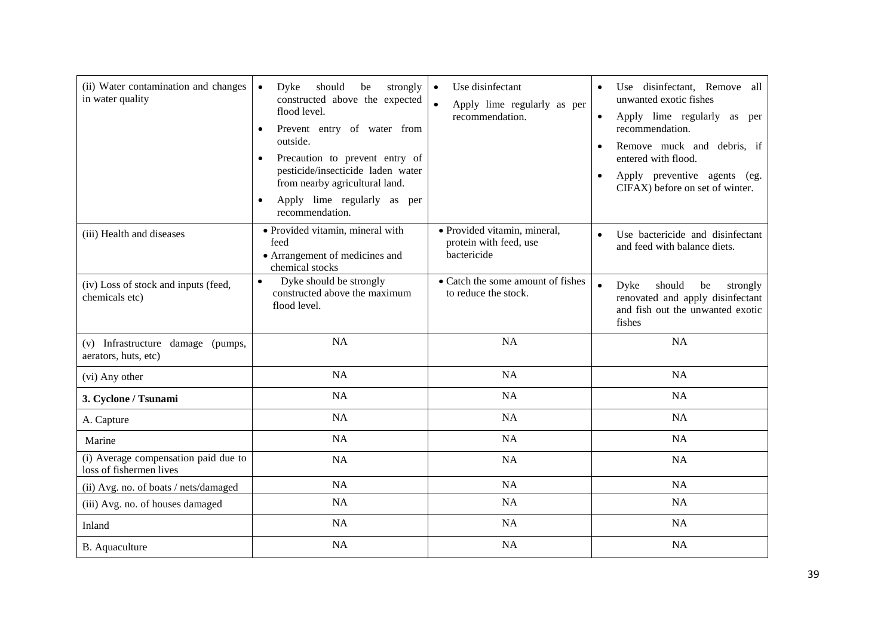| | | | |
|---|---|---|---|
| (ii) Water contamination and changes in water quality | • Dyke should be strongly constructed above the expected flood level.<br>• Prevent entry of water from outside.<br>• Precaution to prevent entry of pesticide/insecticide laden water from nearby agricultural land.<br>• Apply lime regularly as per recommendation. | • Use disinfectant<br>• Apply lime regularly as per recommendation. | • Use disinfectant, Remove all unwanted exotic fishes<br>• Apply lime regularly as per recommendation.<br>• Remove muck and debris, if entered with flood.<br>• Apply preventive agents (eg. CIFAX) before on set of winter. |
| (iii) Health and diseases | • Provided vitamin, mineral with feed<br>• Arrangement of medicines and chemical stocks | • Provided vitamin, mineral, protein with feed, use bactericide | • Use bactericide and disinfectant and feed with balance diets. |
| (iv) Loss of stock and inputs (feed, chemicals etc) | • Dyke should be strongly constructed above the maximum flood level. | • Catch the some amount of fishes to reduce the stock. | • Dyke should be strongly renovated and apply disinfectant and fish out the unwanted exotic fishes |
| (v) Infrastructure damage (pumps, aerators, huts, etc) | NA | NA | NA |
| (vi) Any other | NA | NA | NA |
| **3. Cyclone / Tsunami** | NA | NA | NA |
| A. Capture | NA | NA | NA |
| Marine | NA | NA | NA |
| (i) Average compensation paid due to loss of fishermen lives | NA | NA | NA |
| (ii) Avg. no. of boats / nets/damaged | NA | NA | NA |
| (iii) Avg. no. of houses damaged | NA | NA | NA |
| Inland | NA | NA | NA |
| B. Aquaculture | NA | NA | NA |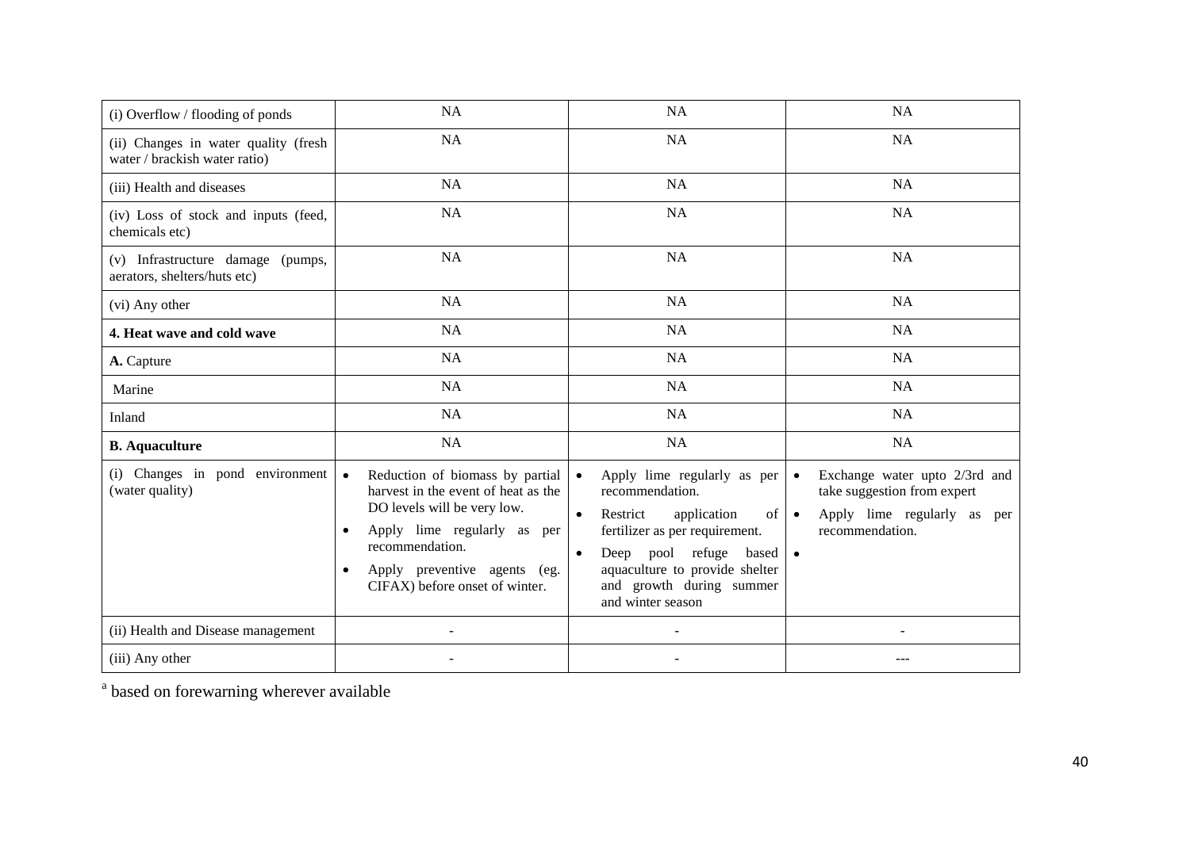| | | | |
|---|---|---|---|
| (i) Overflow / flooding of ponds | NA | NA | NA |
| (ii) Changes in water quality (fresh water / brackish water ratio) | NA | NA | NA |
| (iii) Health and diseases | NA | NA | NA |
| (iv) Loss of stock and inputs (feed, chemicals etc) | NA | NA | NA |
| (v) Infrastructure damage (pumps, aerators, shelters/huts etc) | NA | NA | NA |
| (vi) Any other | NA | NA | NA |
| **4. Heat wave and cold wave** | NA | NA | NA |
| **A.** Capture | NA | NA | NA |
| Marine | NA | NA | NA |
| Inland | NA | NA | NA |
| **B. Aquaculture** | NA | NA | NA |
| (i) Changes in pond environment (water quality) | • Reduction of biomass by partial harvest in the event of heat as the DO levels will be very low.<br>• Apply lime regularly as per recommendation.<br>• Apply preventive agents (eg. CIFAX) before onset of winter. | • Apply lime regularly as per recommendation.<br>• Restrict application of fertilizer as per requirement.<br>• Deep pool refuge based aquaculture to provide shelter and growth during summer and winter season | • Exchange water upto 2/3rd and take suggestion from expert<br>• Apply lime regularly as per recommendation.<br>• |
| (ii) Health and Disease management | - | - | - |
| (iii) Any other | - | - | --- |

[a] based on forewarning wherever available